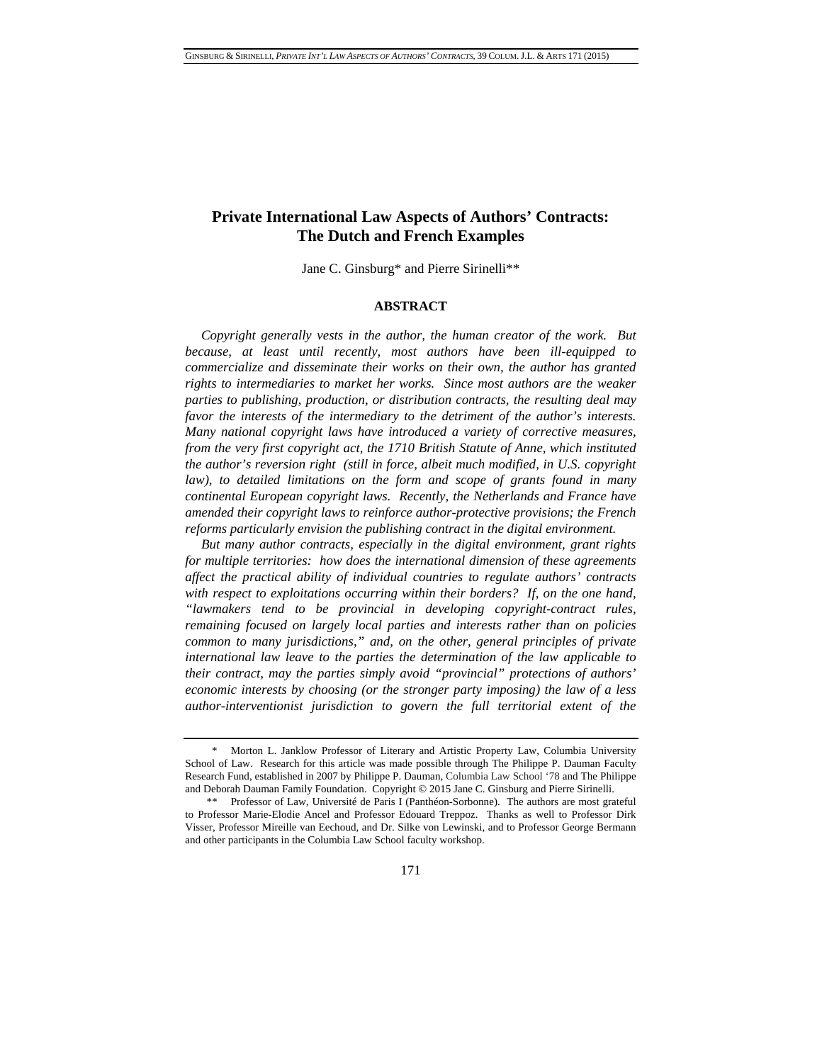# Private International Law Aspects of Authors' Contracts: The Dutch and French Examples

Jane C. Ginsburg* and Pierre Sirinelli**

## ABSTRACT

*Copyright generally vests in the author, the human creator of the work. But because, at least until recently, most authors have been ill-equipped to commercialize and disseminate their works on their own, the author has granted rights to intermediaries to market her works. Since most authors are the weaker parties to publishing, production, or distribution contracts, the resulting deal may favor the interests of the intermediary to the detriment of the author's interests. Many national copyright laws have introduced a variety of corrective measures, from the very first copyright act, the 1710 British Statute of Anne, which instituted the author's reversion right (still in force, albeit much modified, in U.S. copyright law), to detailed limitations on the form and scope of grants found in many continental European copyright laws. Recently, the Netherlands and France have amended their copyright laws to reinforce author-protective provisions; the French reforms particularly envision the publishing contract in the digital environment.*

*But many author contracts, especially in the digital environment, grant rights for multiple territories: how does the international dimension of these agreements affect the practical ability of individual countries to regulate authors' contracts with respect to exploitations occurring within their borders? If, on the one hand, "lawmakers tend to be provincial in developing copyright-contract rules, remaining focused on largely local parties and interests rather than on policies common to many jurisdictions," and, on the other, general principles of private international law leave to the parties the determination of the law applicable to their contract, may the parties simply avoid "provincial" protections of authors' economic interests by choosing (or the stronger party imposing) the law of a less author-interventionist jurisdiction to govern the full territorial extent of the*

---

\* Morton L. Janklow Professor of Literary and Artistic Property Law, Columbia University School of Law. Research for this article was made possible through The Philippe P. Dauman Faculty Research Fund, established in 2007 by Philippe P. Dauman, Columbia Law School '78 and The Philippe and Deborah Dauman Family Foundation. Copyright © 2015 Jane C. Ginsburg and Pierre Sirinelli.

\*\* Professor of Law, Université de Paris I (Panthéon-Sorbonne). The authors are most grateful to Professor Marie-Elodie Ancel and Professor Edouard Treppoz. Thanks as well to Professor Dirk Visser, Professor Mireille van Eechoud, and Dr. Silke von Lewinski, and to Professor George Bermann and other participants in the Columbia Law School faculty workshop.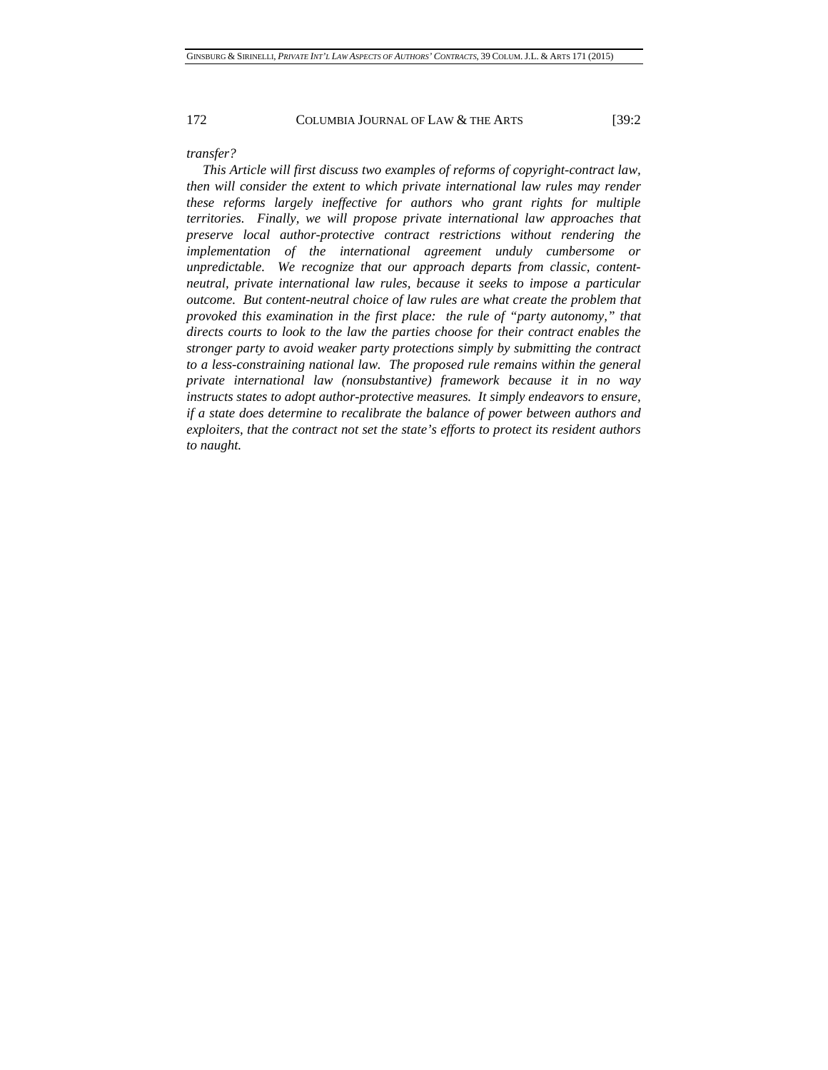*transfer?*

*This Article will first discuss two examples of reforms of copyright-contract law, then will consider the extent to which private international law rules may render these reforms largely ineffective for authors who grant rights for multiple territories. Finally, we will propose private international law approaches that preserve local author-protective contract restrictions without rendering the implementation of the international agreement unduly cumbersome or unpredictable. We recognize that our approach departs from classic, content-neutral, private international law rules, because it seeks to impose a particular outcome. But content-neutral choice of law rules are what create the problem that provoked this examination in the first place: the rule of "party autonomy," that directs courts to look to the law the parties choose for their contract enables the stronger party to avoid weaker party protections simply by submitting the contract to a less-constraining national law. The proposed rule remains within the general private international law (nonsubstantive) framework because it in no way instructs states to adopt author-protective measures. It simply endeavors to ensure, if a state does determine to recalibrate the balance of power between authors and exploiters, that the contract not set the state's efforts to protect its resident authors to naught.*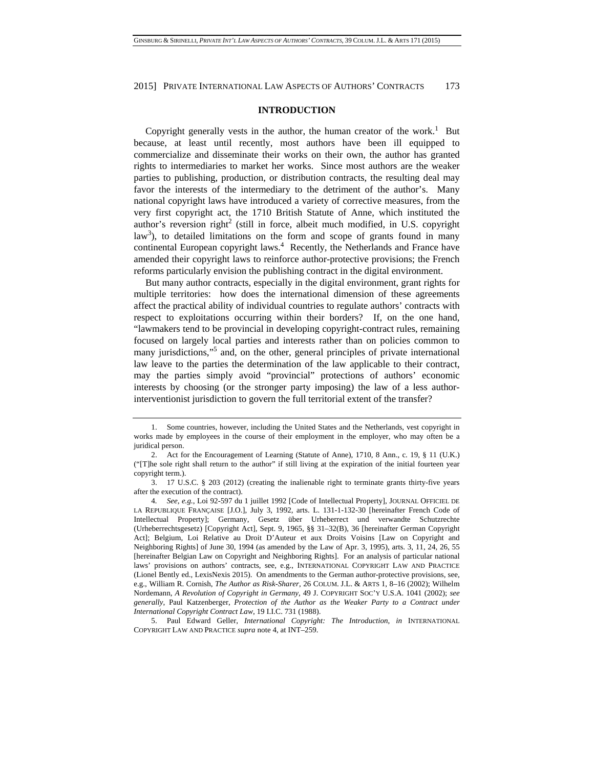## INTRODUCTION

Copyright generally vests in the author, the human creator of the work.[1] But because, at least until recently, most authors have been ill equipped to commercialize and disseminate their works on their own, the author has granted rights to intermediaries to market her works. Since most authors are the weaker parties to publishing, production, or distribution contracts, the resulting deal may favor the interests of the intermediary to the detriment of the author's. Many national copyright laws have introduced a variety of corrective measures, from the very first copyright act, the 1710 British Statute of Anne, which instituted the author's reversion right[2] (still in force, albeit much modified, in U.S. copyright law[3]), to detailed limitations on the form and scope of grants found in many continental European copyright laws.[4] Recently, the Netherlands and France have amended their copyright laws to reinforce author-protective provisions; the French reforms particularly envision the publishing contract in the digital environment.

But many author contracts, especially in the digital environment, grant rights for multiple territories: how does the international dimension of these agreements affect the practical ability of individual countries to regulate authors' contracts with respect to exploitations occurring within their borders? If, on the one hand, "lawmakers tend to be provincial in developing copyright-contract rules, remaining focused on largely local parties and interests rather than on policies common to many jurisdictions,"[5] and, on the other, general principles of private international law leave to the parties the determination of the law applicable to their contract, may the parties simply avoid "provincial" protections of authors' economic interests by choosing (or the stronger party imposing) the law of a less author-interventionist jurisdiction to govern the full territorial extent of the transfer?

---

1. Some countries, however, including the United States and the Netherlands, vest copyright in works made by employees in the course of their employment in the employer, who may often be a juridical person.

2. Act for the Encouragement of Learning (Statute of Anne), 1710, 8 Ann., c. 19, § 11 (U.K.) ("[T]he sole right shall return to the author" if still living at the expiration of the initial fourteen year copyright term.).

3. 17 U.S.C. § 203 (2012) (creating the inalienable right to terminate grants thirty-five years after the execution of the contract).

4. *See, e.g.*, Loi 92-597 du 1 juillet 1992 [Code of Intellectual Property], JOURNAL OFFICIEL DE LA REPUBLIQUE FRANÇAISE [J.O.], July 3, 1992, arts. L. 131-1-132-30 [hereinafter French Code of Intellectual Property]; Germany, Gesetz über Urheberrect und verwandte Schutzrechte (Urheberrechtsgesetz) [Copyright Act], Sept. 9, 1965, §§ 31–32(B), 36 [hereinafter German Copyright Act]; Belgium, Loi Relative au Droit D'Auteur et aux Droits Voisins [Law on Copyright and Neighboring Rights] of June 30, 1994 (as amended by the Law of Apr. 3, 1995), arts. 3, 11, 24, 26, 55 [hereinafter Belgian Law on Copyright and Neighboring Rights]. For an analysis of particular national laws' provisions on authors' contracts, see, e.g., INTERNATIONAL COPYRIGHT LAW AND PRACTICE (Lionel Bently ed., LexisNexis 2015). On amendments to the German author-protective provisions, see, e.g., William R. Cornish, *The Author as Risk-Sharer*, 26 COLUM. J.L. & ARTS 1, 8–16 (2002); Wilhelm Nordemann, *A Revolution of Copyright in Germany*, 49 J. COPYRIGHT SOC'Y U.S.A. 1041 (2002); *see generally*, Paul Katzenberger, *Protection of the Author as the Weaker Party to a Contract under International Copyright Contract Law*, 19 I.I.C. 731 (1988).

5. Paul Edward Geller, *International Copyright: The Introduction*, *in* INTERNATIONAL COPYRIGHT LAW AND PRACTICE *supra* note 4, at INT–259.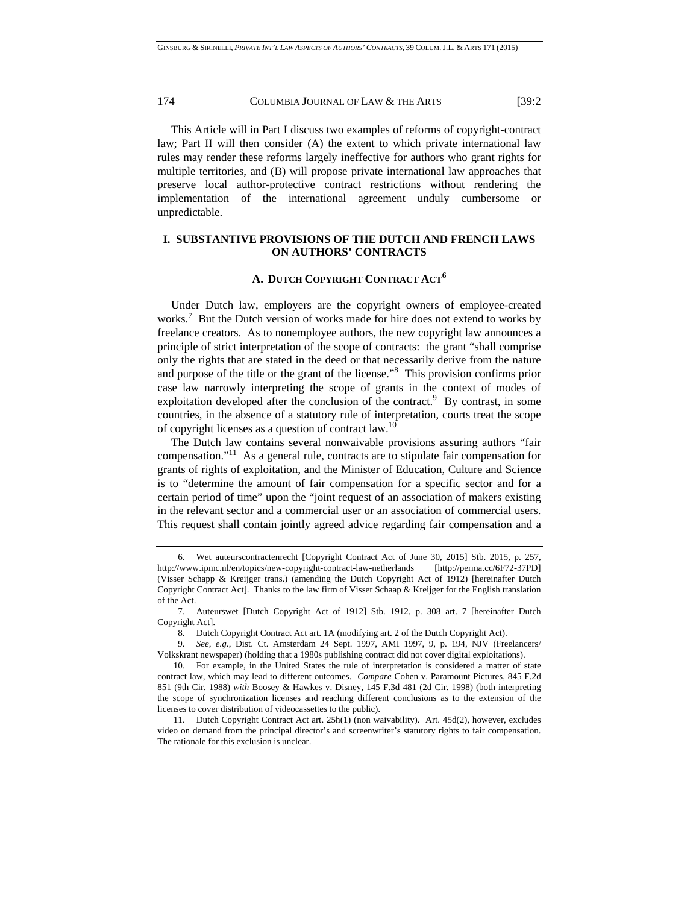This Article will in Part I discuss two examples of reforms of copyright-contract law; Part II will then consider (A) the extent to which private international law rules may render these reforms largely ineffective for authors who grant rights for multiple territories, and (B) will propose private international law approaches that preserve local author-protective contract restrictions without rendering the implementation of the international agreement unduly cumbersome or unpredictable.

## I. SUBSTANTIVE PROVISIONS OF THE DUTCH AND FRENCH LAWS ON AUTHORS' CONTRACTS

### A. DUTCH COPYRIGHT CONTRACT ACT[6]

Under Dutch law, employers are the copyright owners of employee-created works.[7] But the Dutch version of works made for hire does not extend to works by freelance creators. As to nonemployee authors, the new copyright law announces a principle of strict interpretation of the scope of contracts: the grant "shall comprise only the rights that are stated in the deed or that necessarily derive from the nature and purpose of the title or the grant of the license."[8] This provision confirms prior case law narrowly interpreting the scope of grants in the context of modes of exploitation developed after the conclusion of the contract.[9] By contrast, in some countries, in the absence of a statutory rule of interpretation, courts treat the scope of copyright licenses as a question of contract law.[10]

The Dutch law contains several nonwaivable provisions assuring authors "fair compensation."[11] As a general rule, contracts are to stipulate fair compensation for grants of rights of exploitation, and the Minister of Education, Culture and Science is to "determine the amount of fair compensation for a specific sector and for a certain period of time" upon the "joint request of an association of makers existing in the relevant sector and a commercial user or an association of commercial users. This request shall contain jointly agreed advice regarding fair compensation and a

---

6. Wet auteurscontractenrecht [Copyright Contract Act of June 30, 2015] Stb. 2015, p. 257, http://www.ipmc.nl/en/topics/new-copyright-contract-law-netherlands [http://perma.cc/6F72-37PD] (Visser Schapp & Kreijger trans.) (amending the Dutch Copyright Act of 1912) [hereinafter Dutch Copyright Contract Act]. Thanks to the law firm of Visser Schaap & Kreijger for the English translation of the Act.

7. Auteurswet [Dutch Copyright Act of 1912] Stb. 1912, p. 308 art. 7 [hereinafter Dutch Copyright Act].

8. Dutch Copyright Contract Act art. 1A (modifying art. 2 of the Dutch Copyright Act).

9. *See, e.g.*, Dist. Ct. Amsterdam 24 Sept. 1997, AMI 1997, 9, p. 194, NJV (Freelancers/ Volkskrant newspaper) (holding that a 1980s publishing contract did not cover digital exploitations).

10. For example, in the United States the rule of interpretation is considered a matter of state contract law, which may lead to different outcomes. *Compare* Cohen v. Paramount Pictures, 845 F.2d 851 (9th Cir. 1988) *with* Boosey & Hawkes v. Disney, 145 F.3d 481 (2d Cir. 1998) (both interpreting the scope of synchronization licenses and reaching different conclusions as to the extension of the licenses to cover distribution of videocassettes to the public).

11. Dutch Copyright Contract Act art. 25h(1) (non waivability). Art. 45d(2), however, excludes video on demand from the principal director's and screenwriter's statutory rights to fair compensation. The rationale for this exclusion is unclear.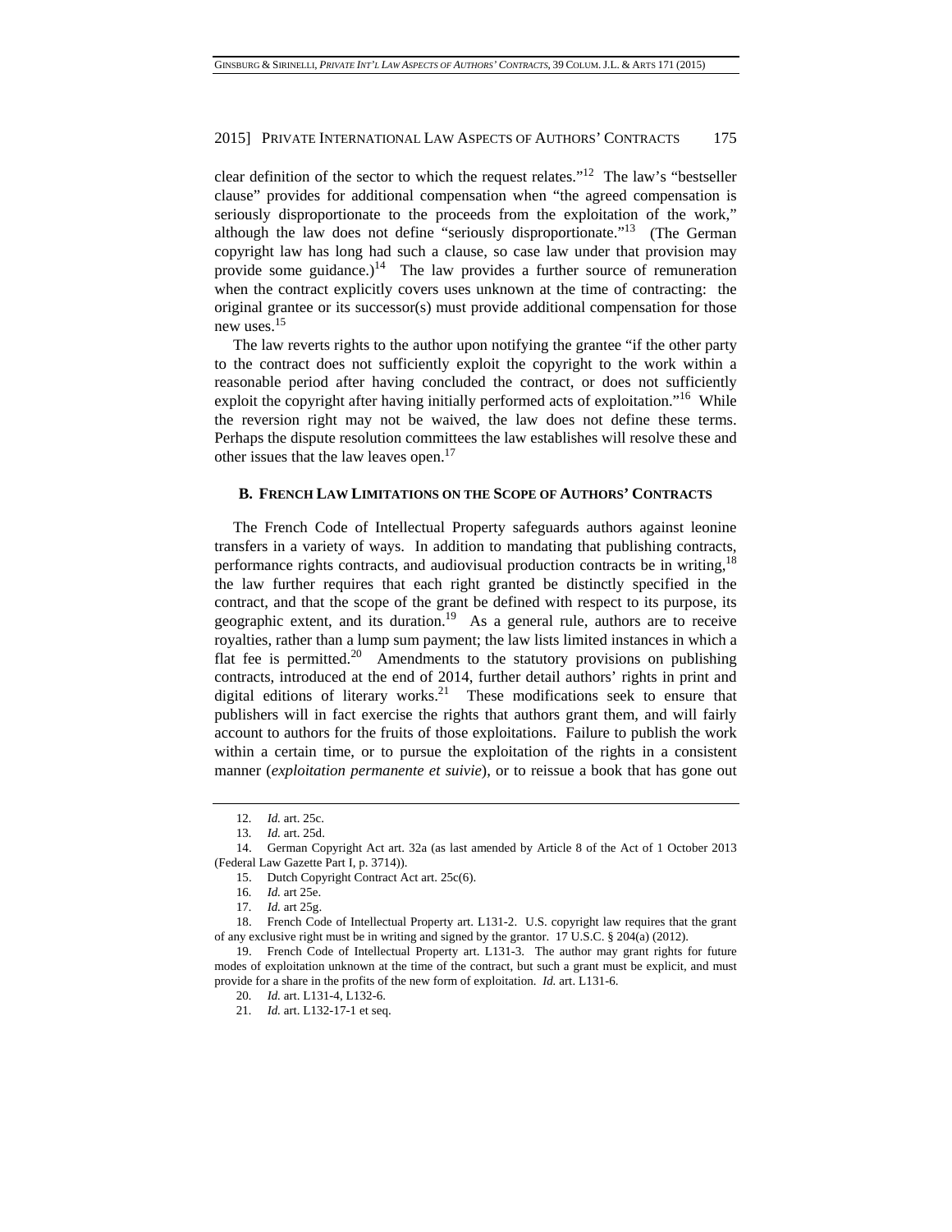clear definition of the sector to which the request relates."[12] The law's "bestseller clause" provides for additional compensation when "the agreed compensation is seriously disproportionate to the proceeds from the exploitation of the work," although the law does not define "seriously disproportionate."[13] (The German copyright law has long had such a clause, so case law under that provision may provide some guidance.)[14] The law provides a further source of remuneration when the contract explicitly covers uses unknown at the time of contracting: the original grantee or its successor(s) must provide additional compensation for those new uses.[15]

The law reverts rights to the author upon notifying the grantee "if the other party to the contract does not sufficiently exploit the copyright to the work within a reasonable period after having concluded the contract, or does not sufficiently exploit the copyright after having initially performed acts of exploitation."[16] While the reversion right may not be waived, the law does not define these terms. Perhaps the dispute resolution committees the law establishes will resolve these and other issues that the law leaves open.[17]

### B. French Law Limitations on the Scope of Authors' Contracts

The French Code of Intellectual Property safeguards authors against leonine transfers in a variety of ways. In addition to mandating that publishing contracts, performance rights contracts, and audiovisual production contracts be in writing,[18] the law further requires that each right granted be distinctly specified in the contract, and that the scope of the grant be defined with respect to its purpose, its geographic extent, and its duration.[19] As a general rule, authors are to receive royalties, rather than a lump sum payment; the law lists limited instances in which a flat fee is permitted.[20] Amendments to the statutory provisions on publishing contracts, introduced at the end of 2014, further detail authors' rights in print and digital editions of literary works.[21] These modifications seek to ensure that publishers will in fact exercise the rights that authors grant them, and will fairly account to authors for the fruits of those exploitations. Failure to publish the work within a certain time, or to pursue the exploitation of the rights in a consistent manner (*exploitation permanente et suivie*), or to reissue a book that has gone out

---

12. *Id.* art. 25c.

13. *Id.* art. 25d.

14. German Copyright Act art. 32a (as last amended by Article 8 of the Act of 1 October 2013 (Federal Law Gazette Part I, p. 3714)).

15. Dutch Copyright Contract Act art. 25c(6).

16. *Id.* art 25e.

17. *Id.* art 25g.

18. French Code of Intellectual Property art. L131-2. U.S. copyright law requires that the grant of any exclusive right must be in writing and signed by the grantor. 17 U.S.C. § 204(a) (2012).

19. French Code of Intellectual Property art. L131-3. The author may grant rights for future modes of exploitation unknown at the time of the contract, but such a grant must be explicit, and must provide for a share in the profits of the new form of exploitation. *Id.* art. L131-6.

20. *Id.* art. L131-4, L132-6.

21. *Id.* art. L132-17-1 et seq.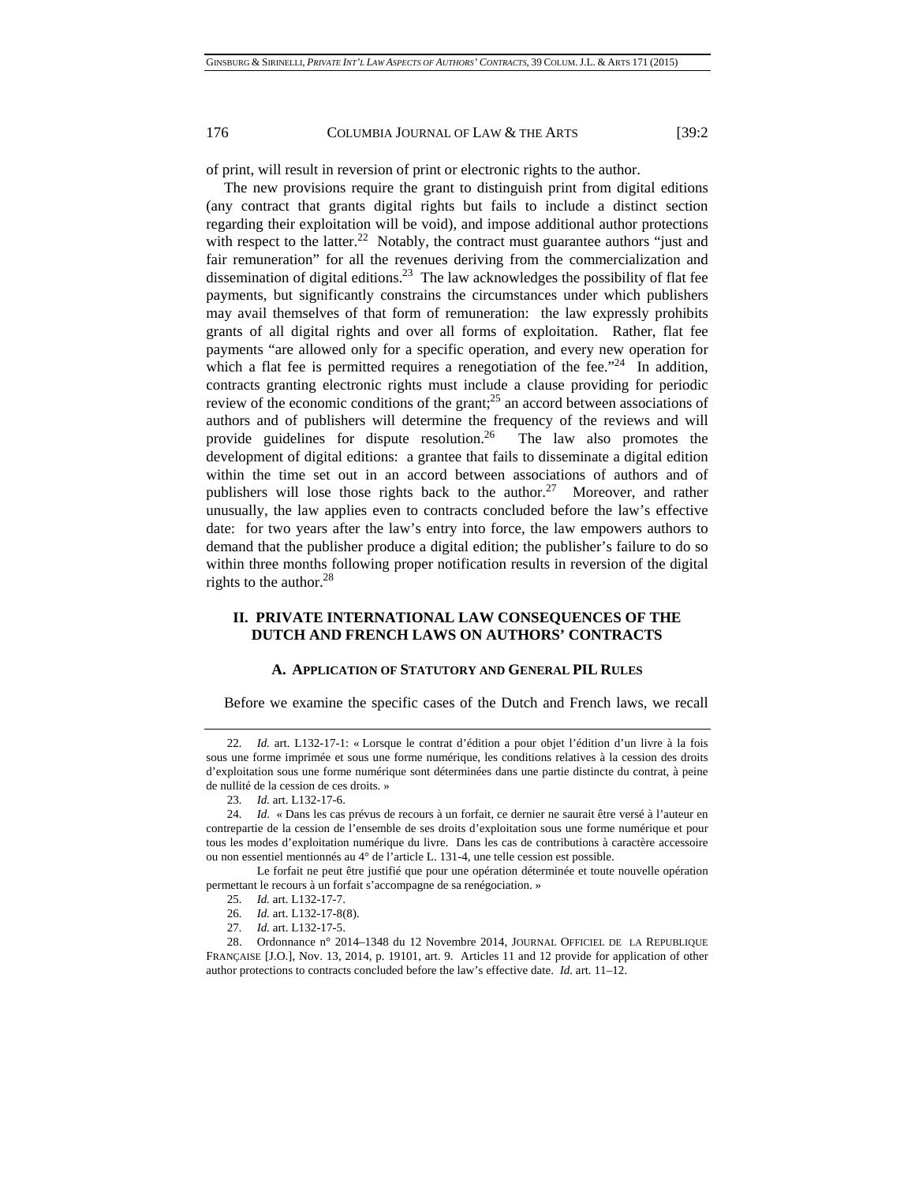of print, will result in reversion of print or electronic rights to the author.

The new provisions require the grant to distinguish print from digital editions (any contract that grants digital rights but fails to include a distinct section regarding their exploitation will be void), and impose additional author protections with respect to the latter.[22] Notably, the contract must guarantee authors "just and fair remuneration" for all the revenues deriving from the commercialization and dissemination of digital editions.[23] The law acknowledges the possibility of flat fee payments, but significantly constrains the circumstances under which publishers may avail themselves of that form of remuneration: the law expressly prohibits grants of all digital rights and over all forms of exploitation. Rather, flat fee payments "are allowed only for a specific operation, and every new operation for which a flat fee is permitted requires a renegotiation of the fee."[24] In addition, contracts granting electronic rights must include a clause providing for periodic review of the economic conditions of the grant;[25] an accord between associations of authors and of publishers will determine the frequency of the reviews and will provide guidelines for dispute resolution.[26] The law also promotes the development of digital editions: a grantee that fails to disseminate a digital edition within the time set out in an accord between associations of authors and of publishers will lose those rights back to the author.[27] Moreover, and rather unusually, the law applies even to contracts concluded before the law's effective date: for two years after the law's entry into force, the law empowers authors to demand that the publisher produce a digital edition; the publisher's failure to do so within three months following proper notification results in reversion of the digital rights to the author.[28]

## II. PRIVATE INTERNATIONAL LAW CONSEQUENCES OF THE DUTCH AND FRENCH LAWS ON AUTHORS' CONTRACTS

### A. Application of Statutory and General PIL Rules

Before we examine the specific cases of the Dutch and French laws, we recall

---

22. *Id.* art. L132-17-1: « Lorsque le contrat d'édition a pour objet l'édition d'un livre à la fois sous une forme imprimée et sous une forme numérique, les conditions relatives à la cession des droits d'exploitation sous une forme numérique sont déterminées dans une partie distincte du contrat, à peine de nullité de la cession de ces droits. »

23. *Id.* art. L132-17-6.

24. *Id.* « Dans les cas prévus de recours à un forfait, ce dernier ne saurait être versé à l'auteur en contrepartie de la cession de l'ensemble de ses droits d'exploitation sous une forme numérique et pour tous les modes d'exploitation numérique du livre. Dans les cas de contributions à caractère accessoire ou non essentiel mentionnés au 4° de l'article L. 131-4, une telle cession est possible.

Le forfait ne peut être justifié que pour une opération déterminée et toute nouvelle opération permettant le recours à un forfait s'accompagne de sa renégociation. »

25. *Id.* art. L132-17-7.

26. *Id.* art. L132-17-8(8).

27. *Id.* art. L132-17-5.

28. Ordonnance n° 2014–1348 du 12 Novembre 2014, JOURNAL OFFICIEL DE LA REPUBLIQUE FRANÇAISE [J.O.], Nov. 13, 2014, p. 19101, art. 9. Articles 11 and 12 provide for application of other author protections to contracts concluded before the law's effective date. *Id.* art. 11–12.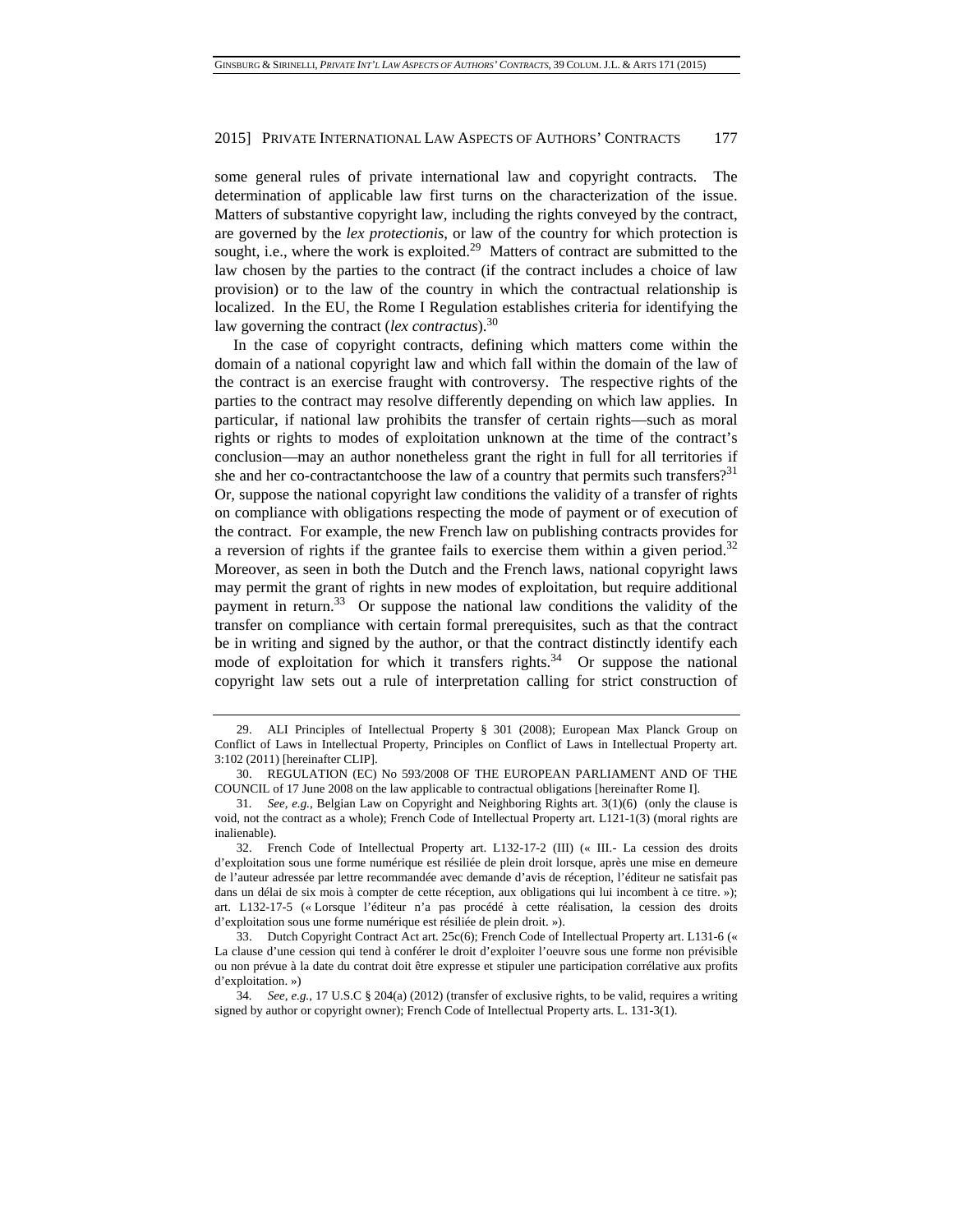some general rules of private international law and copyright contracts. The determination of applicable law first turns on the characterization of the issue. Matters of substantive copyright law, including the rights conveyed by the contract, are governed by the *lex protectionis*, or law of the country for which protection is sought, i.e., where the work is exploited.[29] Matters of contract are submitted to the law chosen by the parties to the contract (if the contract includes a choice of law provision) or to the law of the country in which the contractual relationship is localized. In the EU, the Rome I Regulation establishes criteria for identifying the law governing the contract (*lex contractus*).[30]

In the case of copyright contracts, defining which matters come within the domain of a national copyright law and which fall within the domain of the law of the contract is an exercise fraught with controversy. The respective rights of the parties to the contract may resolve differently depending on which law applies. In particular, if national law prohibits the transfer of certain rights—such as moral rights or rights to modes of exploitation unknown at the time of the contract's conclusion—may an author nonetheless grant the right in full for all territories if she and her co-contractantchoose the law of a country that permits such transfers?[31] Or, suppose the national copyright law conditions the validity of a transfer of rights on compliance with obligations respecting the mode of payment or of execution of the contract. For example, the new French law on publishing contracts provides for a reversion of rights if the grantee fails to exercise them within a given period.[32] Moreover, as seen in both the Dutch and the French laws, national copyright laws may permit the grant of rights in new modes of exploitation, but require additional payment in return.[33] Or suppose the national law conditions the validity of the transfer on compliance with certain formal prerequisites, such as that the contract be in writing and signed by the author, or that the contract distinctly identify each mode of exploitation for which it transfers rights.[34] Or suppose the national copyright law sets out a rule of interpretation calling for strict construction of

---

29. ALI Principles of Intellectual Property § 301 (2008); European Max Planck Group on Conflict of Laws in Intellectual Property, Principles on Conflict of Laws in Intellectual Property art. 3:102 (2011) [hereinafter CLIP].

30. REGULATION (EC) No 593/2008 OF THE EUROPEAN PARLIAMENT AND OF THE COUNCIL of 17 June 2008 on the law applicable to contractual obligations [hereinafter Rome I].

31. *See, e.g.*, Belgian Law on Copyright and Neighboring Rights art. 3(1)(6) (only the clause is void, not the contract as a whole); French Code of Intellectual Property art. L121-1(3) (moral rights are inalienable).

32. French Code of Intellectual Property art. L132-17-2 (III) (« III.- La cession des droits d'exploitation sous une forme numérique est résiliée de plein droit lorsque, après une mise en demeure de l'auteur adressée par lettre recommandée avec demande d'avis de réception, l'éditeur ne satisfait pas dans un délai de six mois à compter de cette réception, aux obligations qui lui incombent à ce titre. »); art. L132-17-5 (« Lorsque l'éditeur n'a pas procédé à cette réalisation, la cession des droits d'exploitation sous une forme numérique est résiliée de plein droit. »).

33. Dutch Copyright Contract Act art. 25c(6); French Code of Intellectual Property art. L131-6 (« La clause d'une cession qui tend à conférer le droit d'exploiter l'oeuvre sous une forme non prévisible ou non prévue à la date du contrat doit être expresse et stipuler une participation corrélative aux profits d'exploitation. »)

34. *See, e.g.*, 17 U.S.C § 204(a) (2012) (transfer of exclusive rights, to be valid, requires a writing signed by author or copyright owner); French Code of Intellectual Property arts. L. 131-3(1).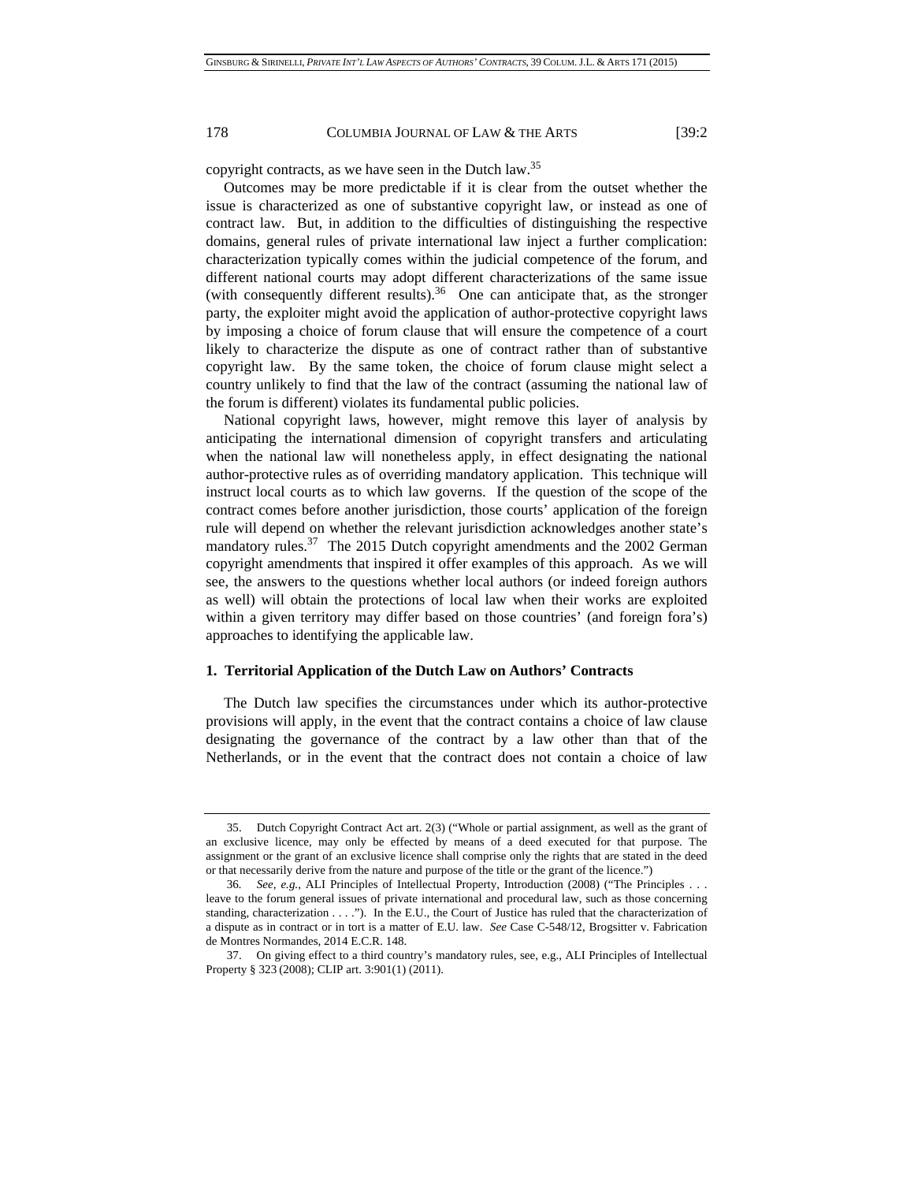copyright contracts, as we have seen in the Dutch law.[35]

Outcomes may be more predictable if it is clear from the outset whether the issue is characterized as one of substantive copyright law, or instead as one of contract law. But, in addition to the difficulties of distinguishing the respective domains, general rules of private international law inject a further complication: characterization typically comes within the judicial competence of the forum, and different national courts may adopt different characterizations of the same issue (with consequently different results).[36] One can anticipate that, as the stronger party, the exploiter might avoid the application of author-protective copyright laws by imposing a choice of forum clause that will ensure the competence of a court likely to characterize the dispute as one of contract rather than of substantive copyright law. By the same token, the choice of forum clause might select a country unlikely to find that the law of the contract (assuming the national law of the forum is different) violates its fundamental public policies.

National copyright laws, however, might remove this layer of analysis by anticipating the international dimension of copyright transfers and articulating when the national law will nonetheless apply, in effect designating the national author-protective rules as of overriding mandatory application. This technique will instruct local courts as to which law governs. If the question of the scope of the contract comes before another jurisdiction, those courts' application of the foreign rule will depend on whether the relevant jurisdiction acknowledges another state's mandatory rules.[37] The 2015 Dutch copyright amendments and the 2002 German copyright amendments that inspired it offer examples of this approach. As we will see, the answers to the questions whether local authors (or indeed foreign authors as well) will obtain the protections of local law when their works are exploited within a given territory may differ based on those countries' (and foreign fora's) approaches to identifying the applicable law.

**1. Territorial Application of the Dutch Law on Authors' Contracts**

The Dutch law specifies the circumstances under which its author-protective provisions will apply, in the event that the contract contains a choice of law clause designating the governance of the contract by a law other than that of the Netherlands, or in the event that the contract does not contain a choice of law

---

35. Dutch Copyright Contract Act art. 2(3) ("Whole or partial assignment, as well as the grant of an exclusive licence, may only be effected by means of a deed executed for that purpose. The assignment or the grant of an exclusive licence shall comprise only the rights that are stated in the deed or that necessarily derive from the nature and purpose of the title or the grant of the licence.")

36. *See, e.g.*, ALI Principles of Intellectual Property, Introduction (2008) ("The Principles . . . leave to the forum general issues of private international and procedural law, such as those concerning standing, characterization . . . ."). In the E.U., the Court of Justice has ruled that the characterization of a dispute as in contract or in tort is a matter of E.U. law. *See* Case C-548/12, Brogsitter v. Fabrication de Montres Normandes, 2014 E.C.R. 148.

37. On giving effect to a third country's mandatory rules, see, e.g., ALI Principles of Intellectual Property § 323 (2008); CLIP art. 3:901(1) (2011).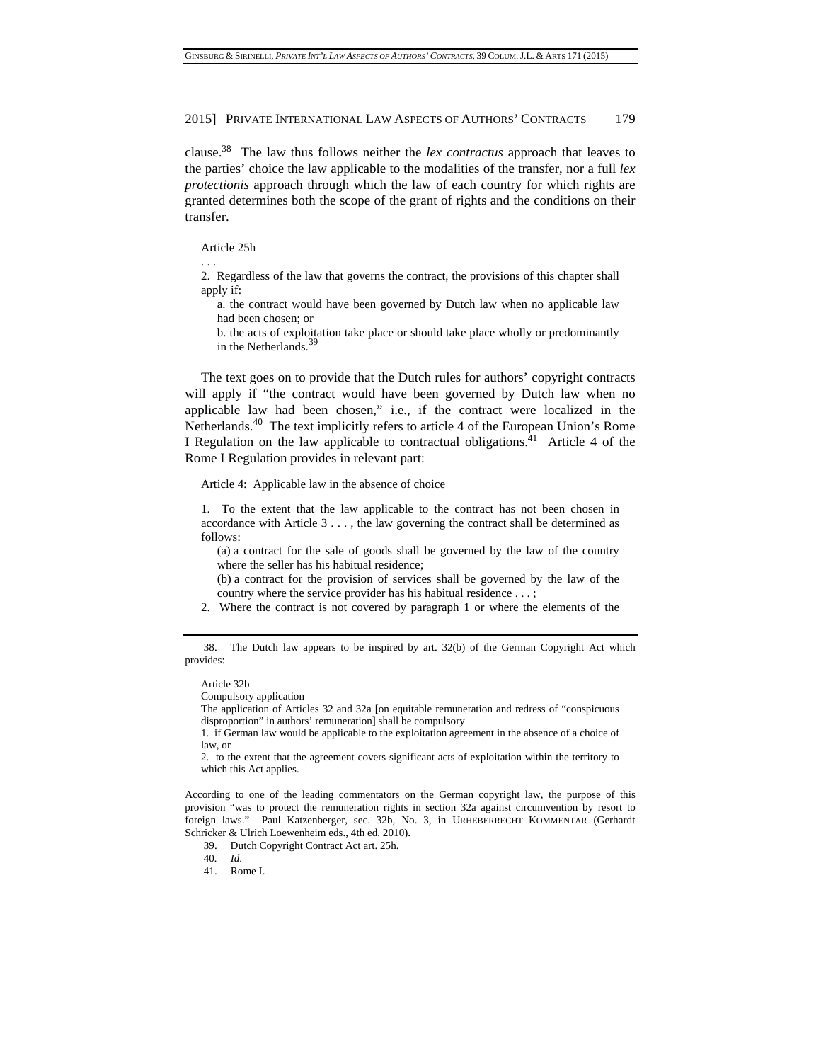clause.[38] The law thus follows neither the *lex contractus* approach that leaves to the parties' choice the law applicable to the modalities of the transfer, nor a full *lex protectionis* approach through which the law of each country for which rights are granted determines both the scope of the grant of rights and the conditions on their transfer.

> Article 25h
>
> . . .
>
> 2. Regardless of the law that governs the contract, the provisions of this chapter shall apply if:
>
> a. the contract would have been governed by Dutch law when no applicable law had been chosen; or
>
> b. the acts of exploitation take place or should take place wholly or predominantly in the Netherlands.[39]

The text goes on to provide that the Dutch rules for authors' copyright contracts will apply if "the contract would have been governed by Dutch law when no applicable law had been chosen," i.e., if the contract were localized in the Netherlands.[40] The text implicitly refers to article 4 of the European Union's Rome I Regulation on the law applicable to contractual obligations.[41] Article 4 of the Rome I Regulation provides in relevant part:

> Article 4: Applicable law in the absence of choice
>
> 1. To the extent that the law applicable to the contract has not been chosen in accordance with Article 3 . . . , the law governing the contract shall be determined as follows:
>
> (a) a contract for the sale of goods shall be governed by the law of the country where the seller has his habitual residence;
>
> (b) a contract for the provision of services shall be governed by the law of the country where the service provider has his habitual residence . . . ;
>
> 2. Where the contract is not covered by paragraph 1 or where the elements of the

---

38. The Dutch law appears to be inspired by art. 32(b) of the German Copyright Act which provides:

> Article 32b
>
> Compulsory application
>
> The application of Articles 32 and 32a [on equitable remuneration and redress of "conspicuous disproportion" in authors' remuneration] shall be compulsory
>
> 1. if German law would be applicable to the exploitation agreement in the absence of a choice of law, or
>
> 2. to the extent that the agreement covers significant acts of exploitation within the territory to which this Act applies.

According to one of the leading commentators on the German copyright law, the purpose of this provision "was to protect the remuneration rights in section 32a against circumvention by resort to foreign laws." Paul Katzenberger, sec. 32b, No. 3, in URHEBERRECHT KOMMENTAR (Gerhardt Schricker & Ulrich Loewenheim eds., 4th ed. 2010).

39. Dutch Copyright Contract Act art. 25h.

40. *Id.*

41. Rome I.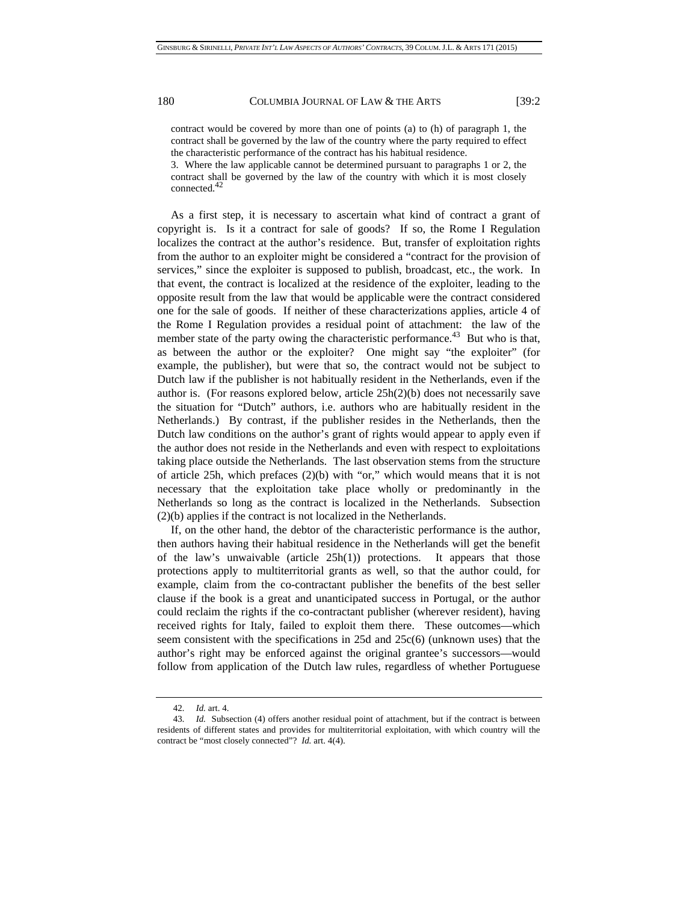> contract would be covered by more than one of points (a) to (h) of paragraph 1, the contract shall be governed by the law of the country where the party required to effect the characteristic performance of the contract has his habitual residence.
>
> 3. Where the law applicable cannot be determined pursuant to paragraphs 1 or 2, the contract shall be governed by the law of the country with which it is most closely connected.[42]

As a first step, it is necessary to ascertain what kind of contract a grant of copyright is. Is it a contract for sale of goods? If so, the Rome I Regulation localizes the contract at the author's residence. But, transfer of exploitation rights from the author to an exploiter might be considered a "contract for the provision of services," since the exploiter is supposed to publish, broadcast, etc., the work. In that event, the contract is localized at the residence of the exploiter, leading to the opposite result from the law that would be applicable were the contract considered one for the sale of goods. If neither of these characterizations applies, article 4 of the Rome I Regulation provides a residual point of attachment: the law of the member state of the party owing the characteristic performance.[43] But who is that, as between the author or the exploiter? One might say "the exploiter" (for example, the publisher), but were that so, the contract would not be subject to Dutch law if the publisher is not habitually resident in the Netherlands, even if the author is. (For reasons explored below, article 25h(2)(b) does not necessarily save the situation for "Dutch" authors, i.e. authors who are habitually resident in the Netherlands.) By contrast, if the publisher resides in the Netherlands, then the Dutch law conditions on the author's grant of rights would appear to apply even if the author does not reside in the Netherlands and even with respect to exploitations taking place outside the Netherlands. The last observation stems from the structure of article 25h, which prefaces (2)(b) with "or," which would means that it is not necessary that the exploitation take place wholly or predominantly in the Netherlands so long as the contract is localized in the Netherlands. Subsection (2)(b) applies if the contract is not localized in the Netherlands.

If, on the other hand, the debtor of the characteristic performance is the author, then authors having their habitual residence in the Netherlands will get the benefit of the law's unwaivable (article 25h(1)) protections. It appears that those protections apply to multiterritorial grants as well, so that the author could, for example, claim from the co-contractant publisher the benefits of the best seller clause if the book is a great and unanticipated success in Portugal, or the author could reclaim the rights if the co-contractant publisher (wherever resident), having received rights for Italy, failed to exploit them there. These outcomes—which seem consistent with the specifications in 25d and 25c(6) (unknown uses) that the author's right may be enforced against the original grantee's successors—would follow from application of the Dutch law rules, regardless of whether Portuguese

---

42. *Id.* art. 4.

43. *Id.* Subsection (4) offers another residual point of attachment, but if the contract is between residents of different states and provides for multiterritorial exploitation, with which country will the contract be "most closely connected"? *Id.* art. 4(4).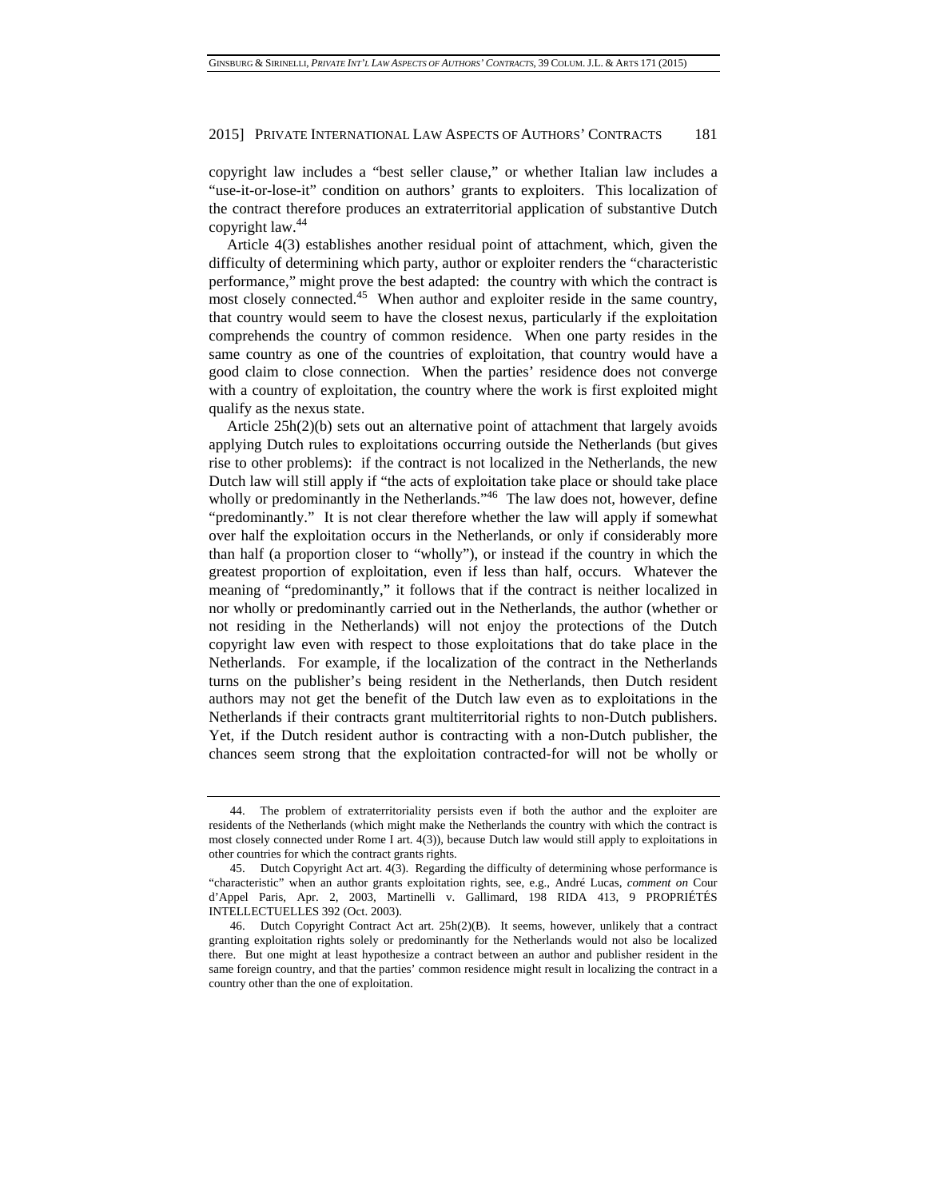copyright law includes a "best seller clause," or whether Italian law includes a "use-it-or-lose-it" condition on authors' grants to exploiters. This localization of the contract therefore produces an extraterritorial application of substantive Dutch copyright law.[44]

Article 4(3) establishes another residual point of attachment, which, given the difficulty of determining which party, author or exploiter renders the "characteristic performance," might prove the best adapted: the country with which the contract is most closely connected.[45] When author and exploiter reside in the same country, that country would seem to have the closest nexus, particularly if the exploitation comprehends the country of common residence. When one party resides in the same country as one of the countries of exploitation, that country would have a good claim to close connection. When the parties' residence does not converge with a country of exploitation, the country where the work is first exploited might qualify as the nexus state.

Article 25h(2)(b) sets out an alternative point of attachment that largely avoids applying Dutch rules to exploitations occurring outside the Netherlands (but gives rise to other problems): if the contract is not localized in the Netherlands, the new Dutch law will still apply if "the acts of exploitation take place or should take place wholly or predominantly in the Netherlands."[46] The law does not, however, define "predominantly." It is not clear therefore whether the law will apply if somewhat over half the exploitation occurs in the Netherlands, or only if considerably more than half (a proportion closer to "wholly"), or instead if the country in which the greatest proportion of exploitation, even if less than half, occurs. Whatever the meaning of "predominantly," it follows that if the contract is neither localized in nor wholly or predominantly carried out in the Netherlands, the author (whether or not residing in the Netherlands) will not enjoy the protections of the Dutch copyright law even with respect to those exploitations that do take place in the Netherlands. For example, if the localization of the contract in the Netherlands turns on the publisher's being resident in the Netherlands, then Dutch resident authors may not get the benefit of the Dutch law even as to exploitations in the Netherlands if their contracts grant multiterritorial rights to non-Dutch publishers. Yet, if the Dutch resident author is contracting with a non-Dutch publisher, the chances seem strong that the exploitation contracted-for will not be wholly or

---

44. The problem of extraterritoriality persists even if both the author and the exploiter are residents of the Netherlands (which might make the Netherlands the country with which the contract is most closely connected under Rome I art. 4(3)), because Dutch law would still apply to exploitations in other countries for which the contract grants rights.

45. Dutch Copyright Act art. 4(3). Regarding the difficulty of determining whose performance is "characteristic" when an author grants exploitation rights, see, e.g., André Lucas, *comment on* Cour d'Appel Paris, Apr. 2, 2003, Martinelli v. Gallimard, 198 RIDA 413, 9 PROPRIÉTÉS INTELLECTUELLES 392 (Oct. 2003).

46. Dutch Copyright Contract Act art. 25h(2)(B). It seems, however, unlikely that a contract granting exploitation rights solely or predominantly for the Netherlands would not also be localized there. But one might at least hypothesize a contract between an author and publisher resident in the same foreign country, and that the parties' common residence might result in localizing the contract in a country other than the one of exploitation.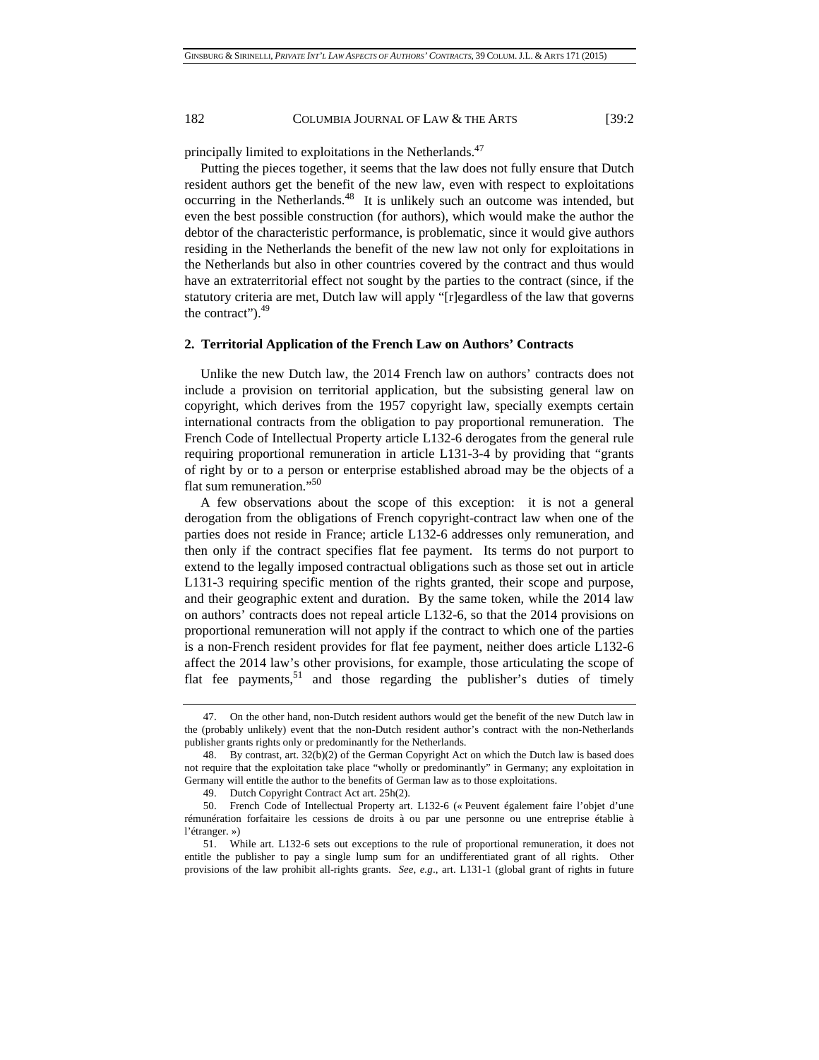principally limited to exploitations in the Netherlands.[47]

Putting the pieces together, it seems that the law does not fully ensure that Dutch resident authors get the benefit of the new law, even with respect to exploitations occurring in the Netherlands.[48] It is unlikely such an outcome was intended, but even the best possible construction (for authors), which would make the author the debtor of the characteristic performance, is problematic, since it would give authors residing in the Netherlands the benefit of the new law not only for exploitations in the Netherlands but also in other countries covered by the contract and thus would have an extraterritorial effect not sought by the parties to the contract (since, if the statutory criteria are met, Dutch law will apply "[r]egardless of the law that governs the contract").[49]

### 2. Territorial Application of the French Law on Authors' Contracts

Unlike the new Dutch law, the 2014 French law on authors' contracts does not include a provision on territorial application, but the subsisting general law on copyright, which derives from the 1957 copyright law, specially exempts certain international contracts from the obligation to pay proportional remuneration. The French Code of Intellectual Property article L132-6 derogates from the general rule requiring proportional remuneration in article L131-3-4 by providing that "grants of right by or to a person or enterprise established abroad may be the objects of a flat sum remuneration."[50]

A few observations about the scope of this exception: it is not a general derogation from the obligations of French copyright-contract law when one of the parties does not reside in France; article L132-6 addresses only remuneration, and then only if the contract specifies flat fee payment. Its terms do not purport to extend to the legally imposed contractual obligations such as those set out in article L131-3 requiring specific mention of the rights granted, their scope and purpose, and their geographic extent and duration. By the same token, while the 2014 law on authors' contracts does not repeal article L132-6, so that the 2014 provisions on proportional remuneration will not apply if the contract to which one of the parties is a non-French resident provides for flat fee payment, neither does article L132-6 affect the 2014 law's other provisions, for example, those articulating the scope of flat fee payments,[51] and those regarding the publisher's duties of timely

---

47. On the other hand, non-Dutch resident authors would get the benefit of the new Dutch law in the (probably unlikely) event that the non-Dutch resident author's contract with the non-Netherlands publisher grants rights only or predominantly for the Netherlands.

48. By contrast, art. 32(b)(2) of the German Copyright Act on which the Dutch law is based does not require that the exploitation take place "wholly or predominantly" in Germany; any exploitation in Germany will entitle the author to the benefits of German law as to those exploitations.

49. Dutch Copyright Contract Act art. 25h(2).

50. French Code of Intellectual Property art. L132-6 (« Peuvent également faire l'objet d'une rémunération forfaitaire les cessions de droits à ou par une personne ou une entreprise établie à l'étranger. »)

51. While art. L132-6 sets out exceptions to the rule of proportional remuneration, it does not entitle the publisher to pay a single lump sum for an undifferentiated grant of all rights. Other provisions of the law prohibit all-rights grants. *See, e.g.*, art. L131-1 (global grant of rights in future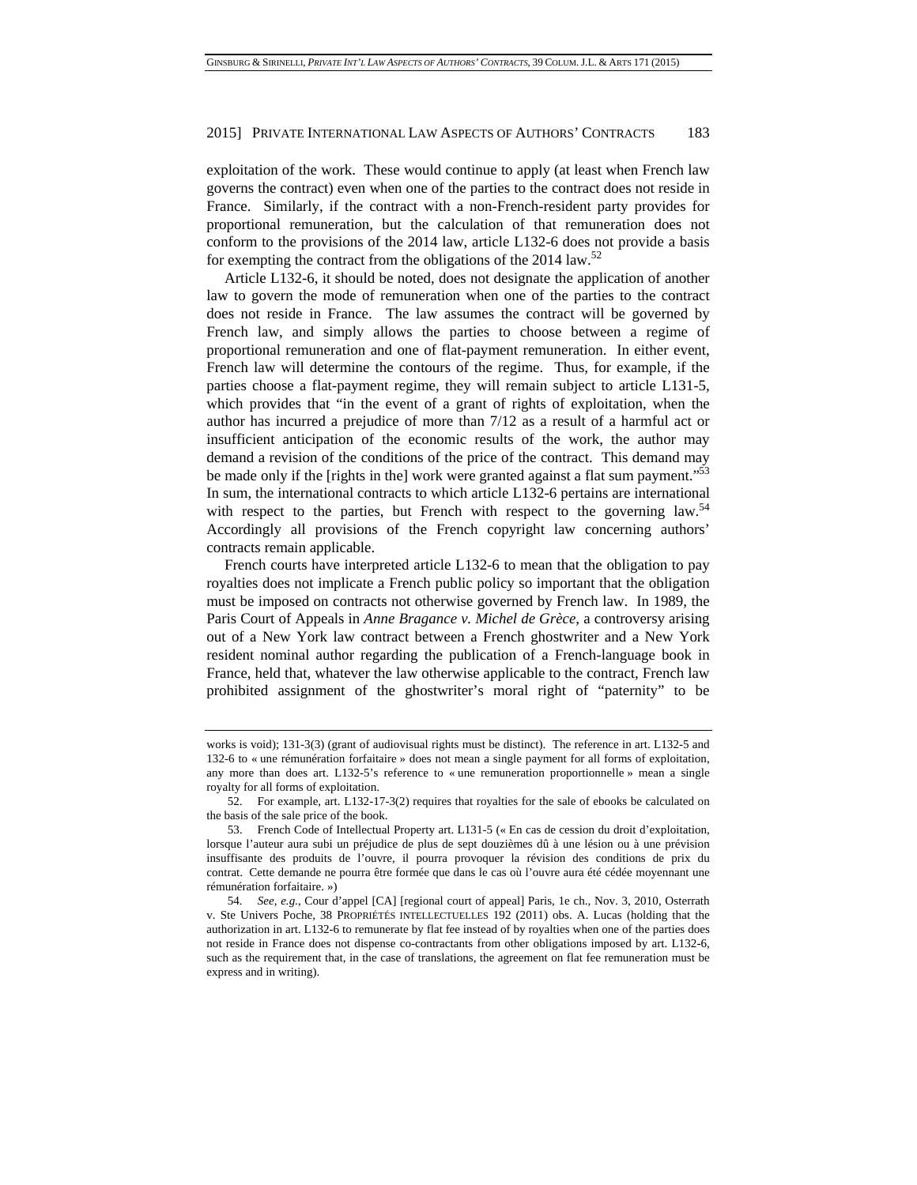exploitation of the work. These would continue to apply (at least when French law governs the contract) even when one of the parties to the contract does not reside in France. Similarly, if the contract with a non-French-resident party provides for proportional remuneration, but the calculation of that remuneration does not conform to the provisions of the 2014 law, article L132-6 does not provide a basis for exempting the contract from the obligations of the 2014 law.[52]

Article L132-6, it should be noted, does not designate the application of another law to govern the mode of remuneration when one of the parties to the contract does not reside in France. The law assumes the contract will be governed by French law, and simply allows the parties to choose between a regime of proportional remuneration and one of flat-payment remuneration. In either event, French law will determine the contours of the regime. Thus, for example, if the parties choose a flat-payment regime, they will remain subject to article L131-5, which provides that "in the event of a grant of rights of exploitation, when the author has incurred a prejudice of more than 7/12 as a result of a harmful act or insufficient anticipation of the economic results of the work, the author may demand a revision of the conditions of the price of the contract. This demand may be made only if the [rights in the] work were granted against a flat sum payment."[53] In sum, the international contracts to which article L132-6 pertains are international with respect to the parties, but French with respect to the governing law.[54] Accordingly all provisions of the French copyright law concerning authors' contracts remain applicable.

French courts have interpreted article L132-6 to mean that the obligation to pay royalties does not implicate a French public policy so important that the obligation must be imposed on contracts not otherwise governed by French law. In 1989, the Paris Court of Appeals in *Anne Bragance v. Michel de Grèce*, a controversy arising out of a New York law contract between a French ghostwriter and a New York resident nominal author regarding the publication of a French-language book in France, held that, whatever the law otherwise applicable to the contract, French law prohibited assignment of the ghostwriter's moral right of "paternity" to be

---

works is void); 131-3(3) (grant of audiovisual rights must be distinct). The reference in art. L132-5 and 132-6 to « une rémunération forfaitaire » does not mean a single payment for all forms of exploitation, any more than does art. L132-5's reference to « une remuneration proportionnelle » mean a single royalty for all forms of exploitation.

52. For example, art. L132-17-3(2) requires that royalties for the sale of ebooks be calculated on the basis of the sale price of the book.

53. French Code of Intellectual Property art. L131-5 (« En cas de cession du droit d'exploitation, lorsque l'auteur aura subi un préjudice de plus de sept douzièmes dû à une lésion ou à une prévision insuffisante des produits de l'ouvre, il pourra provoquer la révision des conditions de prix du contrat. Cette demande ne pourra être formée que dans le cas où l'ouvre aura été cédée moyennant une rémunération forfaitaire. »)

54. *See, e.g.*, Cour d'appel [CA] [regional court of appeal] Paris, 1e ch., Nov. 3, 2010, Osterrath v. Ste Univers Poche, 38 PROPRIÉTÉS INTELLECTUELLES 192 (2011) obs. A. Lucas (holding that the authorization in art. L132-6 to remunerate by flat fee instead of by royalties when one of the parties does not reside in France does not dispense co-contractants from other obligations imposed by art. L132-6, such as the requirement that, in the case of translations, the agreement on flat fee remuneration must be express and in writing).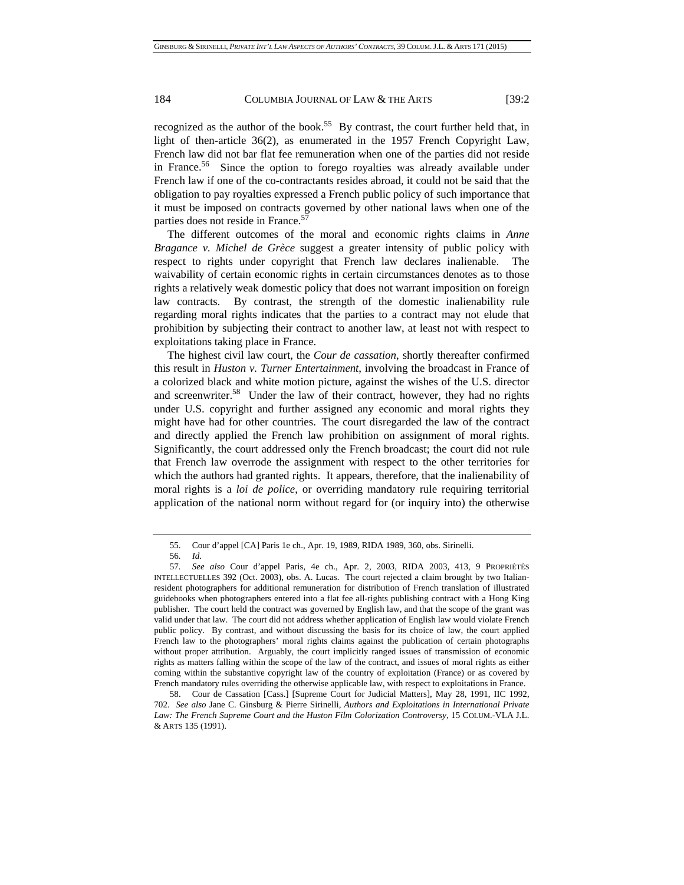recognized as the author of the book.[55] By contrast, the court further held that, in light of then-article 36(2), as enumerated in the 1957 French Copyright Law, French law did not bar flat fee remuneration when one of the parties did not reside in France.[56] Since the option to forego royalties was already available under French law if one of the co-contractants resides abroad, it could not be said that the obligation to pay royalties expressed a French public policy of such importance that it must be imposed on contracts governed by other national laws when one of the parties does not reside in France.[57]

The different outcomes of the moral and economic rights claims in *Anne Bragance v. Michel de Grèce* suggest a greater intensity of public policy with respect to rights under copyright that French law declares inalienable. The waivability of certain economic rights in certain circumstances denotes as to those rights a relatively weak domestic policy that does not warrant imposition on foreign law contracts. By contrast, the strength of the domestic inalienability rule regarding moral rights indicates that the parties to a contract may not elude that prohibition by subjecting their contract to another law, at least not with respect to exploitations taking place in France.

The highest civil law court, the *Cour de cassation*, shortly thereafter confirmed this result in *Huston v. Turner Entertainment*, involving the broadcast in France of a colorized black and white motion picture, against the wishes of the U.S. director and screenwriter.[58] Under the law of their contract, however, they had no rights under U.S. copyright and further assigned any economic and moral rights they might have had for other countries. The court disregarded the law of the contract and directly applied the French law prohibition on assignment of moral rights. Significantly, the court addressed only the French broadcast; the court did not rule that French law overrode the assignment with respect to the other territories for which the authors had granted rights. It appears, therefore, that the inalienability of moral rights is a *loi de police*, or overriding mandatory rule requiring territorial application of the national norm without regard for (or inquiry into) the otherwise

---

55. Cour d'appel [CA] Paris 1e ch., Apr. 19, 1989, RIDA 1989, 360, obs. Sirinelli.

56. *Id.*

57. *See also* Cour d'appel Paris, 4e ch., Apr. 2, 2003, RIDA 2003, 413, 9 PROPRIÉTÉS INTELLECTUELLES 392 (Oct. 2003), obs. A. Lucas. The court rejected a claim brought by two Italian-resident photographers for additional remuneration for distribution of French translation of illustrated guidebooks when photographers entered into a flat fee all-rights publishing contract with a Hong King publisher. The court held the contract was governed by English law, and that the scope of the grant was valid under that law. The court did not address whether application of English law would violate French public policy. By contrast, and without discussing the basis for its choice of law, the court applied French law to the photographers' moral rights claims against the publication of certain photographs without proper attribution. Arguably, the court implicitly ranged issues of transmission of economic rights as matters falling within the scope of the law of the contract, and issues of moral rights as either coming within the substantive copyright law of the country of exploitation (France) or as covered by French mandatory rules overriding the otherwise applicable law, with respect to exploitations in France.

58. Cour de Cassation [Cass.] [Supreme Court for Judicial Matters], May 28, 1991, IIC 1992, 702. *See also* Jane C. Ginsburg & Pierre Sirinelli, *Authors and Exploitations in International Private Law: The French Supreme Court and the Huston Film Colorization Controversy*, 15 COLUM.-VLA J.L. & ARTS 135 (1991).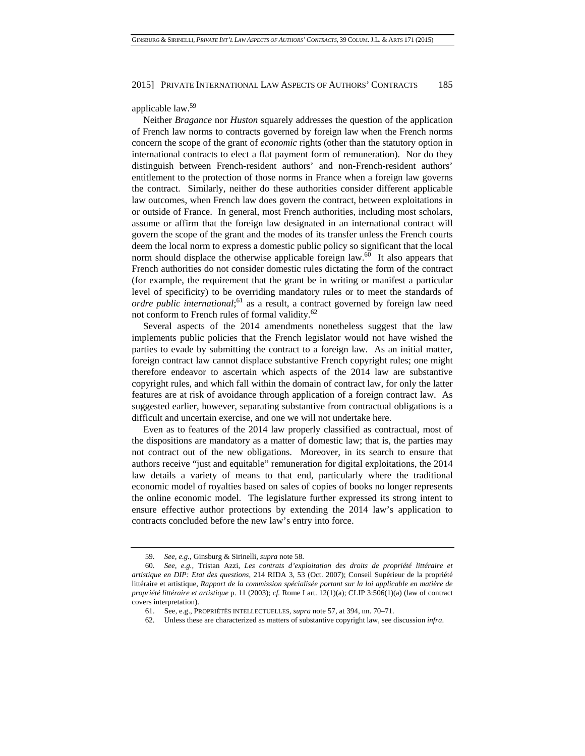applicable law.[59]

Neither *Bragance* nor *Huston* squarely addresses the question of the application of French law norms to contracts governed by foreign law when the French norms concern the scope of the grant of *economic* rights (other than the statutory option in international contracts to elect a flat payment form of remuneration). Nor do they distinguish between French-resident authors' and non-French-resident authors' entitlement to the protection of those norms in France when a foreign law governs the contract. Similarly, neither do these authorities consider different applicable law outcomes, when French law does govern the contract, between exploitations in or outside of France. In general, most French authorities, including most scholars, assume or affirm that the foreign law designated in an international contract will govern the scope of the grant and the modes of its transfer unless the French courts deem the local norm to express a domestic public policy so significant that the local norm should displace the otherwise applicable foreign law.[60] It also appears that French authorities do not consider domestic rules dictating the form of the contract (for example, the requirement that the grant be in writing or manifest a particular level of specificity) to be overriding mandatory rules or to meet the standards of *ordre public international*;[61] as a result, a contract governed by foreign law need not conform to French rules of formal validity.[62]

Several aspects of the 2014 amendments nonetheless suggest that the law implements public policies that the French legislator would not have wished the parties to evade by submitting the contract to a foreign law. As an initial matter, foreign contract law cannot displace substantive French copyright rules; one might therefore endeavor to ascertain which aspects of the 2014 law are substantive copyright rules, and which fall within the domain of contract law, for only the latter features are at risk of avoidance through application of a foreign contract law. As suggested earlier, however, separating substantive from contractual obligations is a difficult and uncertain exercise, and one we will not undertake here.

Even as to features of the 2014 law properly classified as contractual, most of the dispositions are mandatory as a matter of domestic law; that is, the parties may not contract out of the new obligations. Moreover, in its search to ensure that authors receive "just and equitable" remuneration for digital exploitations, the 2014 law details a variety of means to that end, particularly where the traditional economic model of royalties based on sales of copies of books no longer represents the online economic model. The legislature further expressed its strong intent to ensure effective author protections by extending the 2014 law's application to contracts concluded before the new law's entry into force.

---

59. *See, e.g.*, Ginsburg & Sirinelli, *supra* note 58.

60. *See, e.g.*, Tristan Azzi, *Les contrats d'exploitation des droits de propriété littéraire et artistique en DIP: Etat des questions*, 214 RIDA 3, 53 (Oct. 2007); Conseil Supérieur de la propriété littéraire et artistique, *Rapport de la commission spécialisée portant sur la loi applicable en matière de propriété littéraire et artistique* p. 11 (2003); *cf.* Rome I art. 12(1)(a); CLIP 3:506(1)(a) (law of contract covers interpretation).

61. See, e.g., PROPRIÉTÉS INTELLECTUELLES, *supra* note 57, at 394, nn. 70–71.

62. Unless these are characterized as matters of substantive copyright law, see discussion *infra*.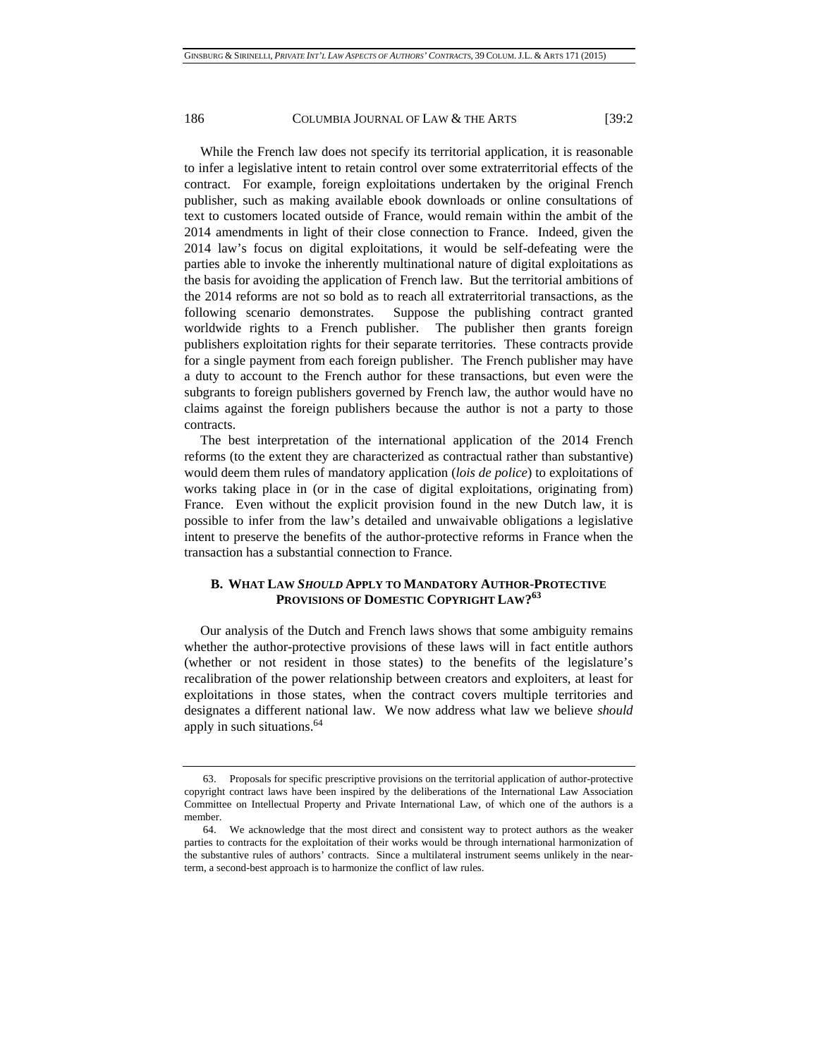While the French law does not specify its territorial application, it is reasonable to infer a legislative intent to retain control over some extraterritorial effects of the contract. For example, foreign exploitations undertaken by the original French publisher, such as making available ebook downloads or online consultations of text to customers located outside of France, would remain within the ambit of the 2014 amendments in light of their close connection to France. Indeed, given the 2014 law's focus on digital exploitations, it would be self-defeating were the parties able to invoke the inherently multinational nature of digital exploitations as the basis for avoiding the application of French law. But the territorial ambitions of the 2014 reforms are not so bold as to reach all extraterritorial transactions, as the following scenario demonstrates. Suppose the publishing contract granted worldwide rights to a French publisher. The publisher then grants foreign publishers exploitation rights for their separate territories. These contracts provide for a single payment from each foreign publisher. The French publisher may have a duty to account to the French author for these transactions, but even were the subgrants to foreign publishers governed by French law, the author would have no claims against the foreign publishers because the author is not a party to those contracts.

The best interpretation of the international application of the 2014 French reforms (to the extent they are characterized as contractual rather than substantive) would deem them rules of mandatory application (*lois de police*) to exploitations of works taking place in (or in the case of digital exploitations, originating from) France. Even without the explicit provision found in the new Dutch law, it is possible to infer from the law's detailed and unwaivable obligations a legislative intent to preserve the benefits of the author-protective reforms in France when the transaction has a substantial connection to France.

### B. WHAT LAW *SHOULD* APPLY TO MANDATORY AUTHOR-PROTECTIVE PROVISIONS OF DOMESTIC COPYRIGHT LAW?[63]

Our analysis of the Dutch and French laws shows that some ambiguity remains whether the author-protective provisions of these laws will in fact entitle authors (whether or not resident in those states) to the benefits of the legislature's recalibration of the power relationship between creators and exploiters, at least for exploitations in those states, when the contract covers multiple territories and designates a different national law. We now address what law we believe *should* apply in such situations.[64]

---

63. Proposals for specific prescriptive provisions on the territorial application of author-protective copyright contract laws have been inspired by the deliberations of the International Law Association Committee on Intellectual Property and Private International Law, of which one of the authors is a member.

64. We acknowledge that the most direct and consistent way to protect authors as the weaker parties to contracts for the exploitation of their works would be through international harmonization of the substantive rules of authors' contracts. Since a multilateral instrument seems unlikely in the near-term, a second-best approach is to harmonize the conflict of law rules.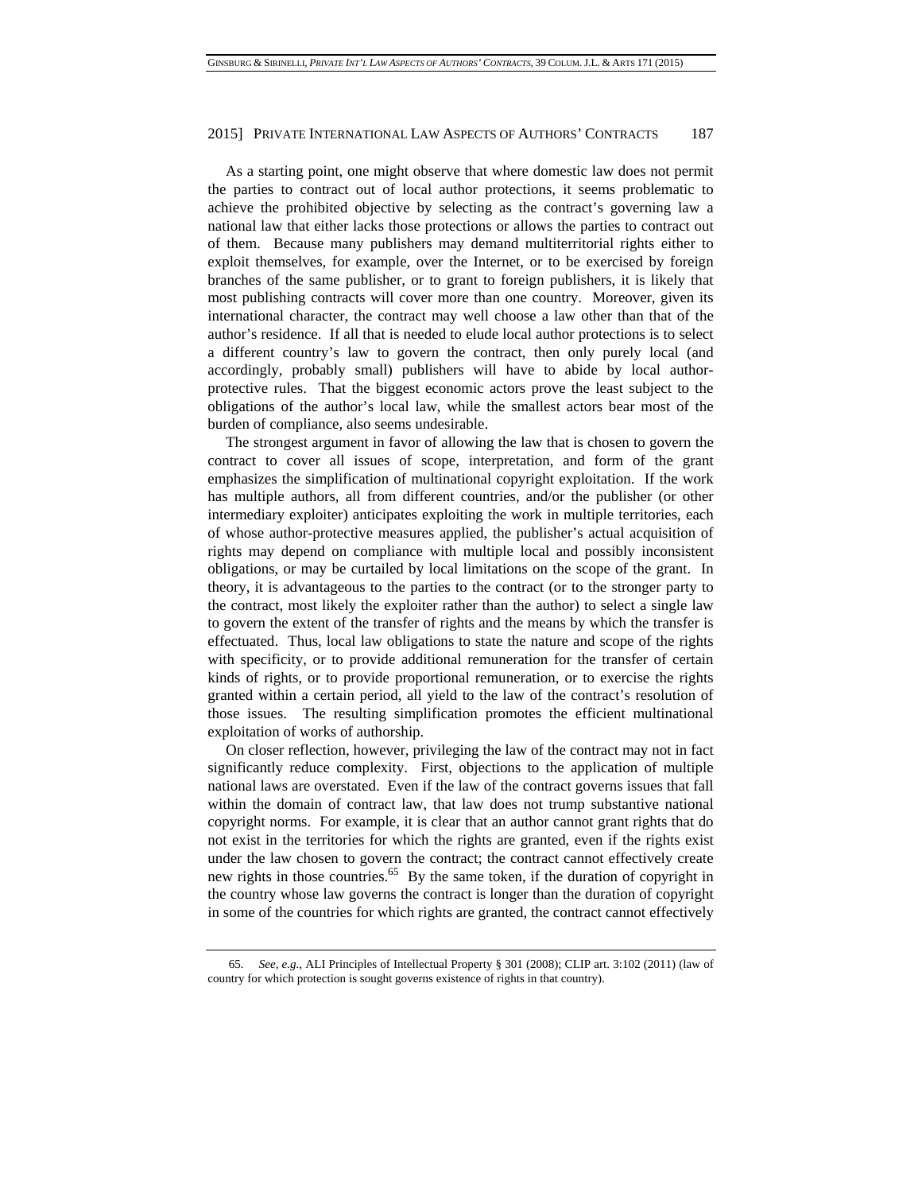As a starting point, one might observe that where domestic law does not permit the parties to contract out of local author protections, it seems problematic to achieve the prohibited objective by selecting as the contract's governing law a national law that either lacks those protections or allows the parties to contract out of them. Because many publishers may demand multiterritorial rights either to exploit themselves, for example, over the Internet, or to be exercised by foreign branches of the same publisher, or to grant to foreign publishers, it is likely that most publishing contracts will cover more than one country. Moreover, given its international character, the contract may well choose a law other than that of the author's residence. If all that is needed to elude local author protections is to select a different country's law to govern the contract, then only purely local (and accordingly, probably small) publishers will have to abide by local author-protective rules. That the biggest economic actors prove the least subject to the obligations of the author's local law, while the smallest actors bear most of the burden of compliance, also seems undesirable.

The strongest argument in favor of allowing the law that is chosen to govern the contract to cover all issues of scope, interpretation, and form of the grant emphasizes the simplification of multinational copyright exploitation. If the work has multiple authors, all from different countries, and/or the publisher (or other intermediary exploiter) anticipates exploiting the work in multiple territories, each of whose author-protective measures applied, the publisher's actual acquisition of rights may depend on compliance with multiple local and possibly inconsistent obligations, or may be curtailed by local limitations on the scope of the grant. In theory, it is advantageous to the parties to the contract (or to the stronger party to the contract, most likely the exploiter rather than the author) to select a single law to govern the extent of the transfer of rights and the means by which the transfer is effectuated. Thus, local law obligations to state the nature and scope of the rights with specificity, or to provide additional remuneration for the transfer of certain kinds of rights, or to provide proportional remuneration, or to exercise the rights granted within a certain period, all yield to the law of the contract's resolution of those issues. The resulting simplification promotes the efficient multinational exploitation of works of authorship.

On closer reflection, however, privileging the law of the contract may not in fact significantly reduce complexity. First, objections to the application of multiple national laws are overstated. Even if the law of the contract governs issues that fall within the domain of contract law, that law does not trump substantive national copyright norms. For example, it is clear that an author cannot grant rights that do not exist in the territories for which the rights are granted, even if the rights exist under the law chosen to govern the contract; the contract cannot effectively create new rights in those countries.[65] By the same token, if the duration of copyright in the country whose law governs the contract is longer than the duration of copyright in some of the countries for which rights are granted, the contract cannot effectively

---

65. *See, e.g.*, ALI Principles of Intellectual Property § 301 (2008); CLIP art. 3:102 (2011) (law of country for which protection is sought governs existence of rights in that country).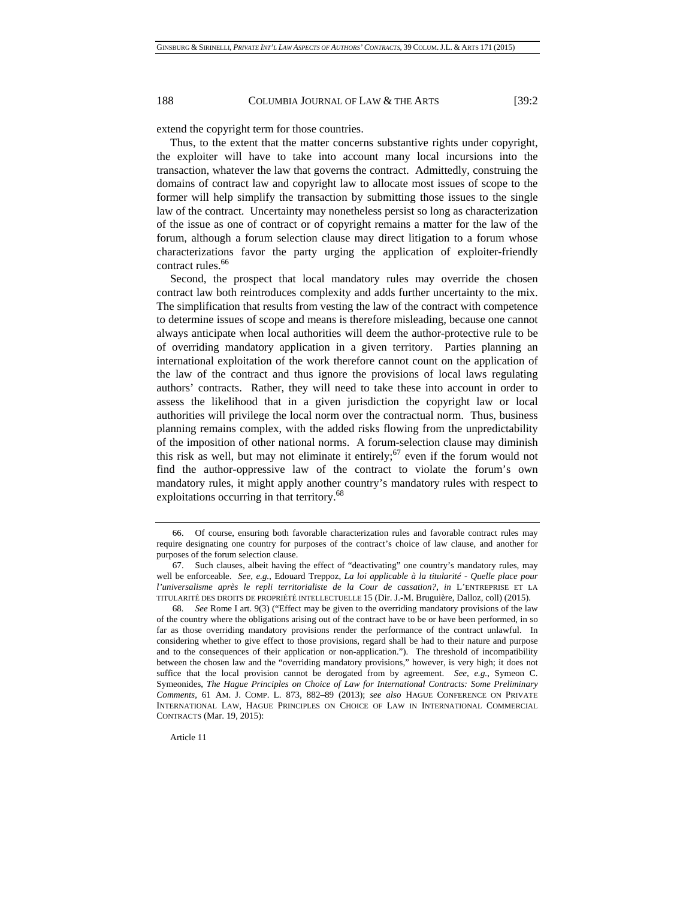extend the copyright term for those countries.

Thus, to the extent that the matter concerns substantive rights under copyright, the exploiter will have to take into account many local incursions into the transaction, whatever the law that governs the contract. Admittedly, construing the domains of contract law and copyright law to allocate most issues of scope to the former will help simplify the transaction by submitting those issues to the single law of the contract. Uncertainty may nonetheless persist so long as characterization of the issue as one of contract or of copyright remains a matter for the law of the forum, although a forum selection clause may direct litigation to a forum whose characterizations favor the party urging the application of exploiter-friendly contract rules.[66]

Second, the prospect that local mandatory rules may override the chosen contract law both reintroduces complexity and adds further uncertainty to the mix. The simplification that results from vesting the law of the contract with competence to determine issues of scope and means is therefore misleading, because one cannot always anticipate when local authorities will deem the author-protective rule to be of overriding mandatory application in a given territory. Parties planning an international exploitation of the work therefore cannot count on the application of the law of the contract and thus ignore the provisions of local laws regulating authors' contracts. Rather, they will need to take these into account in order to assess the likelihood that in a given jurisdiction the copyright law or local authorities will privilege the local norm over the contractual norm. Thus, business planning remains complex, with the added risks flowing from the unpredictability of the imposition of other national norms. A forum-selection clause may diminish this risk as well, but may not eliminate it entirely;[67] even if the forum would not find the author-oppressive law of the contract to violate the forum's own mandatory rules, it might apply another country's mandatory rules with respect to exploitations occurring in that territory.[68]

---

66. Of course, ensuring both favorable characterization rules and favorable contract rules may require designating one country for purposes of the contract's choice of law clause, and another for purposes of the forum selection clause.

67. Such clauses, albeit having the effect of "deactivating" one country's mandatory rules, may well be enforceable. *See, e.g.*, Edouard Treppoz, *La loi applicable à la titularité - Quelle place pour l'universalisme après le repli territorialiste de la Cour de cassation?*, *in* L'ENTREPRISE ET LA TITULARITÉ DES DROITS DE PROPRIÉTÉ INTELLECTUELLE 15 (Dir. J.-M. Bruguière, Dalloz, coll) (2015).

68. *See* Rome I art. 9(3) ("Effect may be given to the overriding mandatory provisions of the law of the country where the obligations arising out of the contract have to be or have been performed, in so far as those overriding mandatory provisions render the performance of the contract unlawful. In considering whether to give effect to those provisions, regard shall be had to their nature and purpose and to the consequences of their application or non-application."). The threshold of incompatibility between the chosen law and the "overriding mandatory provisions," however, is very high; it does not suffice that the local provision cannot be derogated from by agreement. *See, e.g.*, Symeon C. Symeonides, *The Hague Principles on Choice of Law for International Contracts: Some Preliminary Comments*, 61 AM. J. COMP. L. 873, 882–89 (2013); *see also* HAGUE CONFERENCE ON PRIVATE INTERNATIONAL LAW, HAGUE PRINCIPLES ON CHOICE OF LAW IN INTERNATIONAL COMMERCIAL CONTRACTS (Mar. 19, 2015):

Article 11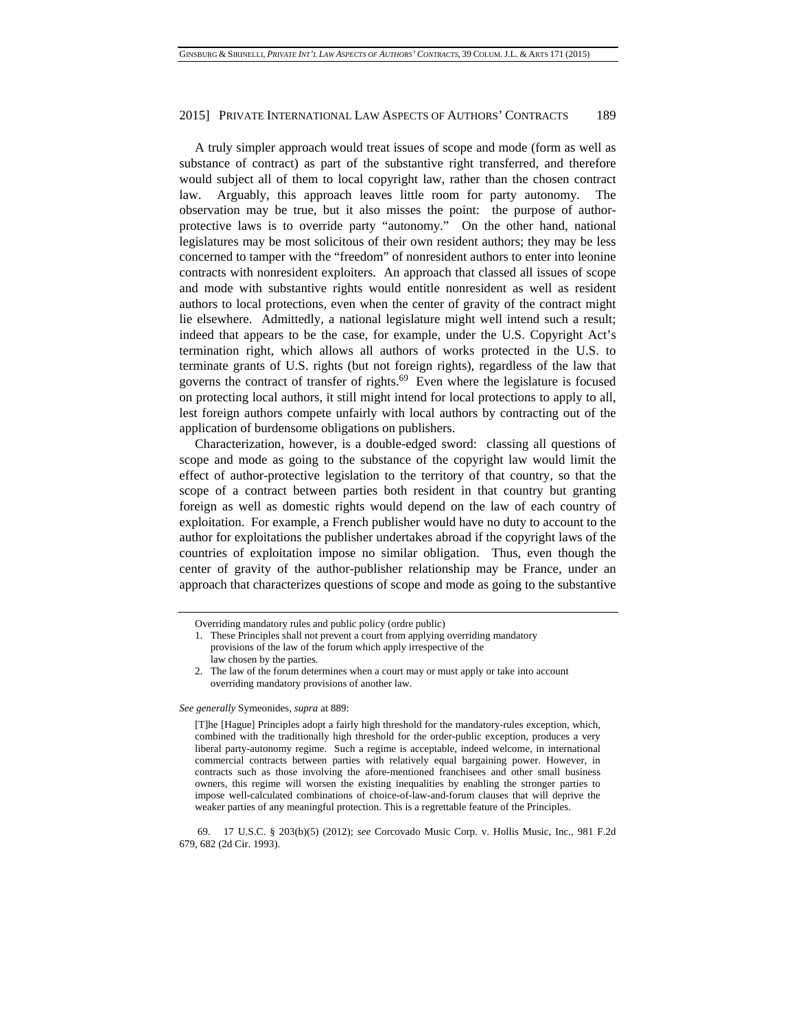A truly simpler approach would treat issues of scope and mode (form as well as substance of contract) as part of the substantive right transferred, and therefore would subject all of them to local copyright law, rather than the chosen contract law. Arguably, this approach leaves little room for party autonomy. The observation may be true, but it also misses the point: the purpose of author-protective laws is to override party "autonomy." On the other hand, national legislatures may be most solicitous of their own resident authors; they may be less concerned to tamper with the "freedom" of nonresident authors to enter into leonine contracts with nonresident exploiters. An approach that classed all issues of scope and mode with substantive rights would entitle nonresident as well as resident authors to local protections, even when the center of gravity of the contract might lie elsewhere. Admittedly, a national legislature might well intend such a result; indeed that appears to be the case, for example, under the U.S. Copyright Act's termination right, which allows all authors of works protected in the U.S. to terminate grants of U.S. rights (but not foreign rights), regardless of the law that governs the contract of transfer of rights.[69] Even where the legislature is focused on protecting local authors, it still might intend for local protections to apply to all, lest foreign authors compete unfairly with local authors by contracting out of the application of burdensome obligations on publishers.

Characterization, however, is a double-edged sword: classing all questions of scope and mode as going to the substance of the copyright law would limit the effect of author-protective legislation to the territory of that country, so that the scope of a contract between parties both resident in that country but granting foreign as well as domestic rights would depend on the law of each country of exploitation. For example, a French publisher would have no duty to account to the author for exploitations the publisher undertakes abroad if the copyright laws of the countries of exploitation impose no similar obligation. Thus, even though the center of gravity of the author-publisher relationship may be France, under an approach that characterizes questions of scope and mode as going to the substantive

---

Overriding mandatory rules and public policy (ordre public)

1. These Principles shall not prevent a court from applying overriding mandatory provisions of the law of the forum which apply irrespective of the law chosen by the parties.
2. The law of the forum determines when a court may or must apply or take into account overriding mandatory provisions of another law.

*See generally* Symeonides, *supra* at 889:

> [T]he [Hague] Principles adopt a fairly high threshold for the mandatory-rules exception, which, combined with the traditionally high threshold for the order-public exception, produces a very liberal party-autonomy regime. Such a regime is acceptable, indeed welcome, in international commercial contracts between parties with relatively equal bargaining power. However, in contracts such as those involving the afore-mentioned franchisees and other small business owners, this regime will worsen the existing inequalities by enabling the stronger parties to impose well-calculated combinations of choice-of-law-and-forum clauses that will deprive the weaker parties of any meaningful protection. This is a regrettable feature of the Principles.

69. 17 U.S.C. § 203(b)(5) (2012); *see* Corcovado Music Corp. v. Hollis Music, Inc., 981 F.2d 679, 682 (2d Cir. 1993).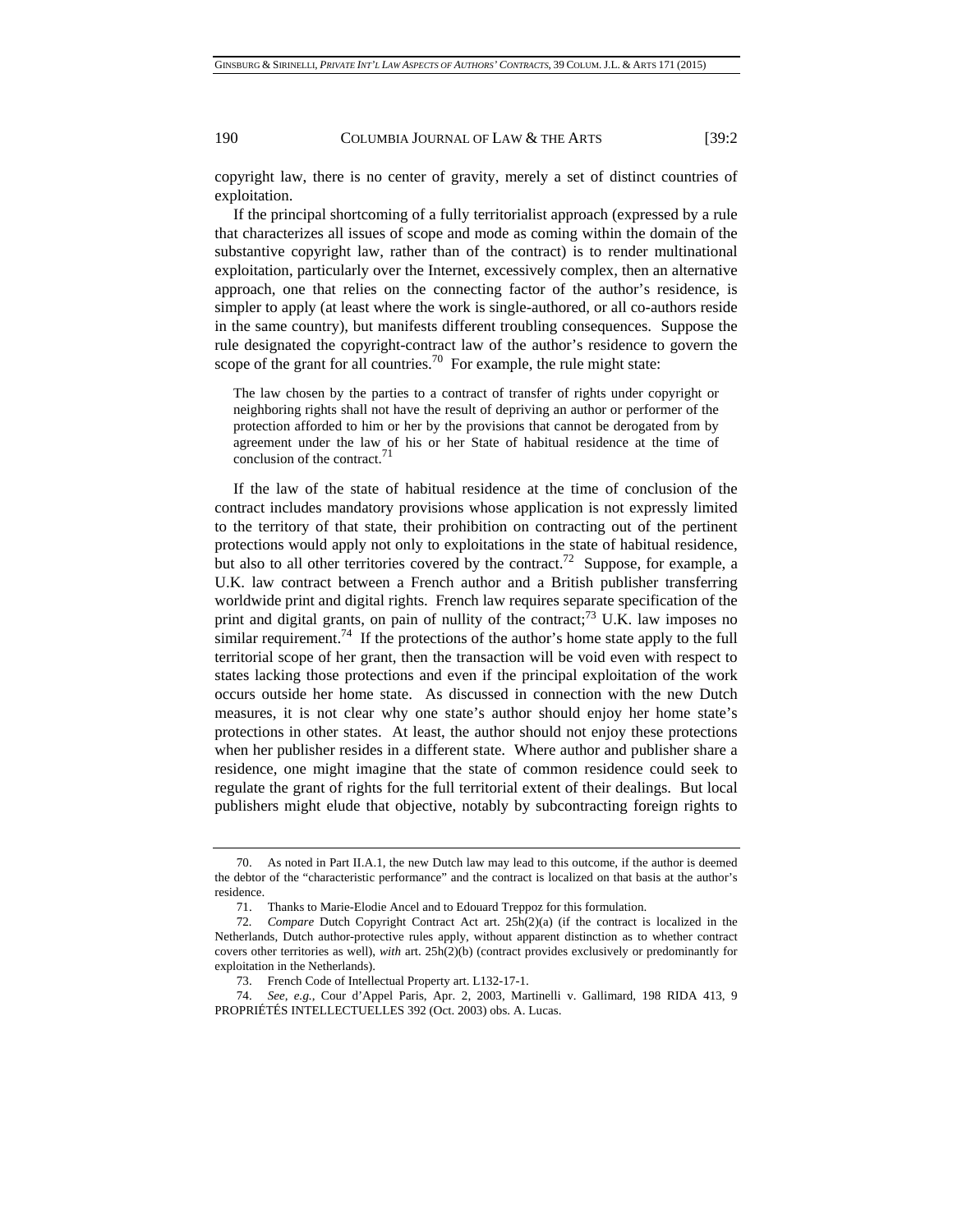copyright law, there is no center of gravity, merely a set of distinct countries of exploitation.

If the principal shortcoming of a fully territorialist approach (expressed by a rule that characterizes all issues of scope and mode as coming within the domain of the substantive copyright law, rather than of the contract) is to render multinational exploitation, particularly over the Internet, excessively complex, then an alternative approach, one that relies on the connecting factor of the author's residence, is simpler to apply (at least where the work is single-authored, or all co-authors reside in the same country), but manifests different troubling consequences. Suppose the rule designated the copyright-contract law of the author's residence to govern the scope of the grant for all countries.[70] For example, the rule might state:

> The law chosen by the parties to a contract of transfer of rights under copyright or neighboring rights shall not have the result of depriving an author or performer of the protection afforded to him or her by the provisions that cannot be derogated from by agreement under the law of his or her State of habitual residence at the time of conclusion of the contract.[71]

If the law of the state of habitual residence at the time of conclusion of the contract includes mandatory provisions whose application is not expressly limited to the territory of that state, their prohibition on contracting out of the pertinent protections would apply not only to exploitations in the state of habitual residence, but also to all other territories covered by the contract.[72] Suppose, for example, a U.K. law contract between a French author and a British publisher transferring worldwide print and digital rights. French law requires separate specification of the print and digital grants, on pain of nullity of the contract;[73] U.K. law imposes no similar requirement.[74] If the protections of the author's home state apply to the full territorial scope of her grant, then the transaction will be void even with respect to states lacking those protections and even if the principal exploitation of the work occurs outside her home state. As discussed in connection with the new Dutch measures, it is not clear why one state's author should enjoy her home state's protections in other states. At least, the author should not enjoy these protections when her publisher resides in a different state. Where author and publisher share a residence, one might imagine that the state of common residence could seek to regulate the grant of rights for the full territorial extent of their dealings. But local publishers might elude that objective, notably by subcontracting foreign rights to

---

70. As noted in Part II.A.1, the new Dutch law may lead to this outcome, if the author is deemed the debtor of the "characteristic performance" and the contract is localized on that basis at the author's residence.

71. Thanks to Marie-Elodie Ancel and to Edouard Treppoz for this formulation.

72. *Compare* Dutch Copyright Contract Act art. 25h(2)(a) (if the contract is localized in the Netherlands, Dutch author-protective rules apply, without apparent distinction as to whether contract covers other territories as well), *with* art. 25h(2)(b) (contract provides exclusively or predominantly for exploitation in the Netherlands).

73. French Code of Intellectual Property art. L132-17-1.

74. *See, e.g.*, Cour d'Appel Paris, Apr. 2, 2003, Martinelli v. Gallimard, 198 RIDA 413, 9 PROPRIÉTÉS INTELLECTUELLES 392 (Oct. 2003) obs. A. Lucas.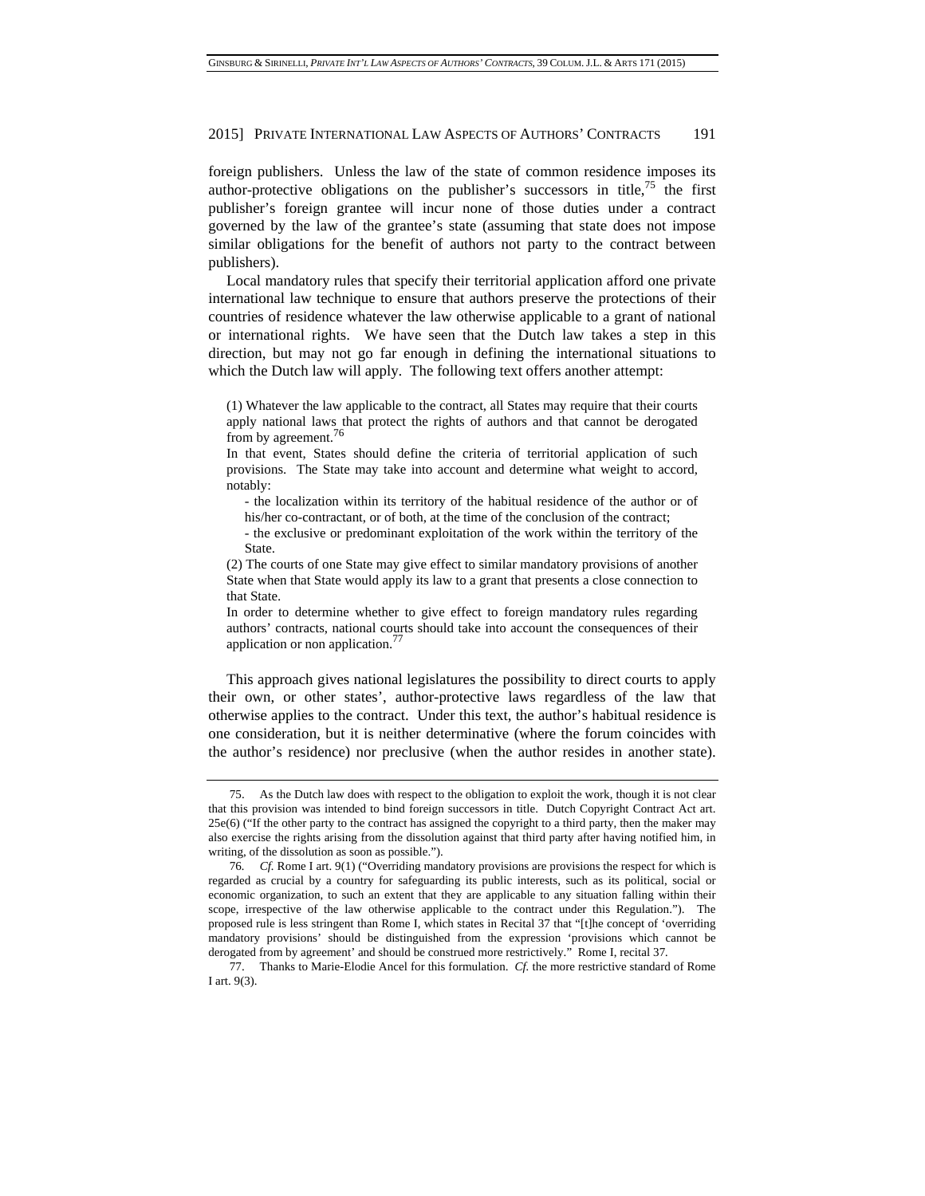foreign publishers. Unless the law of the state of common residence imposes its author-protective obligations on the publisher's successors in title,[75] the first publisher's foreign grantee will incur none of those duties under a contract governed by the law of the grantee's state (assuming that state does not impose similar obligations for the benefit of authors not party to the contract between publishers).

Local mandatory rules that specify their territorial application afford one private international law technique to ensure that authors preserve the protections of their countries of residence whatever the law otherwise applicable to a grant of national or international rights. We have seen that the Dutch law takes a step in this direction, but may not go far enough in defining the international situations to which the Dutch law will apply. The following text offers another attempt:

> (1) Whatever the law applicable to the contract, all States may require that their courts apply national laws that protect the rights of authors and that cannot be derogated from by agreement.[76]
>
> In that event, States should define the criteria of territorial application of such provisions. The State may take into account and determine what weight to accord, notably:
>
> - the localization within its territory of the habitual residence of the author or of his/her co-contractant, or of both, at the time of the conclusion of the contract;
> - the exclusive or predominant exploitation of the work within the territory of the State.
>
> (2) The courts of one State may give effect to similar mandatory provisions of another State when that State would apply its law to a grant that presents a close connection to that State.
>
> In order to determine whether to give effect to foreign mandatory rules regarding authors' contracts, national courts should take into account the consequences of their application or non application.[77]

This approach gives national legislatures the possibility to direct courts to apply their own, or other states', author-protective laws regardless of the law that otherwise applies to the contract. Under this text, the author's habitual residence is one consideration, but it is neither determinative (where the forum coincides with the author's residence) nor preclusive (when the author resides in another state).

---

75. As the Dutch law does with respect to the obligation to exploit the work, though it is not clear that this provision was intended to bind foreign successors in title. Dutch Copyright Contract Act art. 25e(6) ("If the other party to the contract has assigned the copyright to a third party, then the maker may also exercise the rights arising from the dissolution against that third party after having notified him, in writing, of the dissolution as soon as possible.").

76. *Cf.* Rome I art. 9(1) ("Overriding mandatory provisions are provisions the respect for which is regarded as crucial by a country for safeguarding its public interests, such as its political, social or economic organization, to such an extent that they are applicable to any situation falling within their scope, irrespective of the law otherwise applicable to the contract under this Regulation."). The proposed rule is less stringent than Rome I, which states in Recital 37 that "[t]he concept of 'overriding mandatory provisions' should be distinguished from the expression 'provisions which cannot be derogated from by agreement' and should be construed more restrictively." Rome I, recital 37.

77. Thanks to Marie-Elodie Ancel for this formulation. *Cf.* the more restrictive standard of Rome I art. 9(3).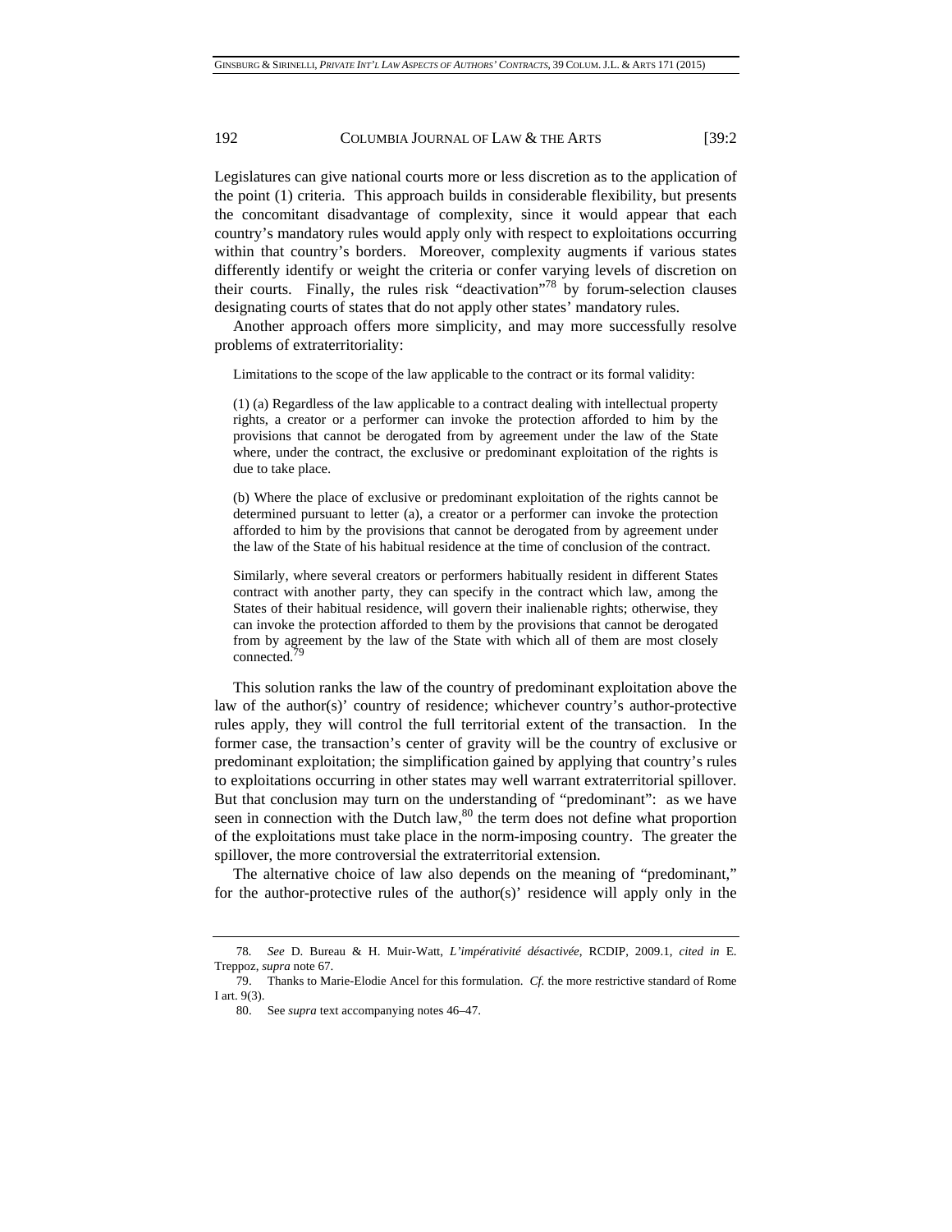Legislatures can give national courts more or less discretion as to the application of the point (1) criteria. This approach builds in considerable flexibility, but presents the concomitant disadvantage of complexity, since it would appear that each country's mandatory rules would apply only with respect to exploitations occurring within that country's borders. Moreover, complexity augments if various states differently identify or weight the criteria or confer varying levels of discretion on their courts. Finally, the rules risk "deactivation"[78] by forum-selection clauses designating courts of states that do not apply other states' mandatory rules.

Another approach offers more simplicity, and may more successfully resolve problems of extraterritoriality:

> Limitations to the scope of the law applicable to the contract or its formal validity:
>
> (1) (a) Regardless of the law applicable to a contract dealing with intellectual property rights, a creator or a performer can invoke the protection afforded to him by the provisions that cannot be derogated from by agreement under the law of the State where, under the contract, the exclusive or predominant exploitation of the rights is due to take place.
>
> (b) Where the place of exclusive or predominant exploitation of the rights cannot be determined pursuant to letter (a), a creator or a performer can invoke the protection afforded to him by the provisions that cannot be derogated from by agreement under the law of the State of his habitual residence at the time of conclusion of the contract.
>
> Similarly, where several creators or performers habitually resident in different States contract with another party, they can specify in the contract which law, among the States of their habitual residence, will govern their inalienable rights; otherwise, they can invoke the protection afforded to them by the provisions that cannot be derogated from by agreement by the law of the State with which all of them are most closely connected.[79]

This solution ranks the law of the country of predominant exploitation above the law of the author(s)' country of residence; whichever country's author-protective rules apply, they will control the full territorial extent of the transaction. In the former case, the transaction's center of gravity will be the country of exclusive or predominant exploitation; the simplification gained by applying that country's rules to exploitations occurring in other states may well warrant extraterritorial spillover. But that conclusion may turn on the understanding of "predominant": as we have seen in connection with the Dutch law,[80] the term does not define what proportion of the exploitations must take place in the norm-imposing country. The greater the spillover, the more controversial the extraterritorial extension.

The alternative choice of law also depends on the meaning of "predominant," for the author-protective rules of the author(s)' residence will apply only in the

---

78. *See* D. Bureau & H. Muir-Watt, *L'impérativité désactivée*, RCDIP, 2009.1, *cited in* E. Treppoz, *supra* note 67.

79. Thanks to Marie-Elodie Ancel for this formulation. *Cf.* the more restrictive standard of Rome I art. 9(3).

80. See *supra* text accompanying notes 46–47.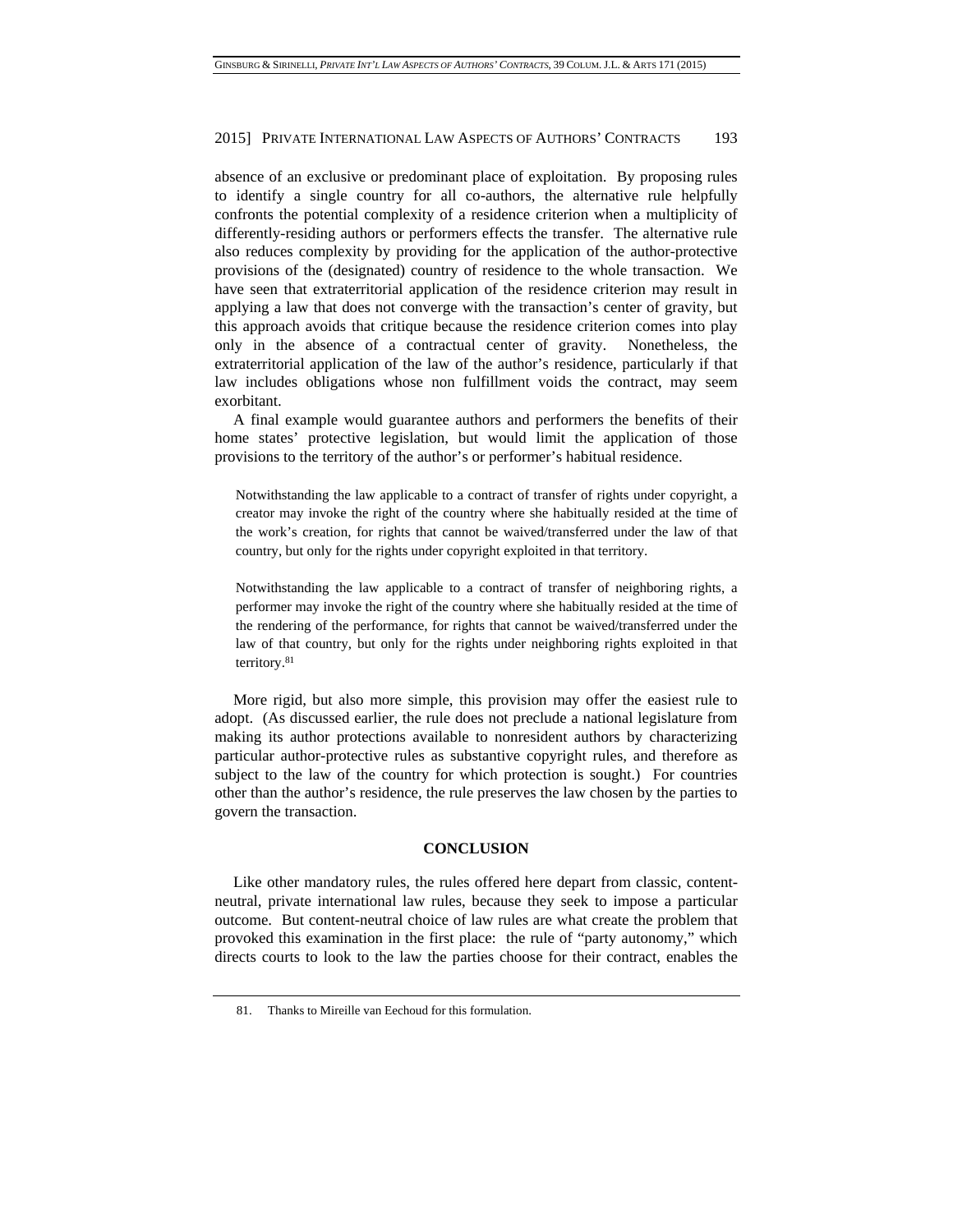absence of an exclusive or predominant place of exploitation. By proposing rules to identify a single country for all co-authors, the alternative rule helpfully confronts the potential complexity of a residence criterion when a multiplicity of differently-residing authors or performers effects the transfer. The alternative rule also reduces complexity by providing for the application of the author-protective provisions of the (designated) country of residence to the whole transaction. We have seen that extraterritorial application of the residence criterion may result in applying a law that does not converge with the transaction's center of gravity, but this approach avoids that critique because the residence criterion comes into play only in the absence of a contractual center of gravity. Nonetheless, the extraterritorial application of the law of the author's residence, particularly if that law includes obligations whose non fulfillment voids the contract, may seem exorbitant.

A final example would guarantee authors and performers the benefits of their home states' protective legislation, but would limit the application of those provisions to the territory of the author's or performer's habitual residence.

> Notwithstanding the law applicable to a contract of transfer of rights under copyright, a creator may invoke the right of the country where she habitually resided at the time of the work's creation, for rights that cannot be waived/transferred under the law of that country, but only for the rights under copyright exploited in that territory.
>
> Notwithstanding the law applicable to a contract of transfer of neighboring rights, a performer may invoke the right of the country where she habitually resided at the time of the rendering of the performance, for rights that cannot be waived/transferred under the law of that country, but only for the rights under neighboring rights exploited in that territory.[81]

More rigid, but also more simple, this provision may offer the easiest rule to adopt. (As discussed earlier, the rule does not preclude a national legislature from making its author protections available to nonresident authors by characterizing particular author-protective rules as substantive copyright rules, and therefore as subject to the law of the country for which protection is sought.) For countries other than the author's residence, the rule preserves the law chosen by the parties to govern the transaction.

## CONCLUSION

Like other mandatory rules, the rules offered here depart from classic, content-neutral, private international law rules, because they seek to impose a particular outcome. But content-neutral choice of law rules are what create the problem that provoked this examination in the first place: the rule of "party autonomy," which directs courts to look to the law the parties choose for their contract, enables the

81. Thanks to Mireille van Eechoud for this formulation.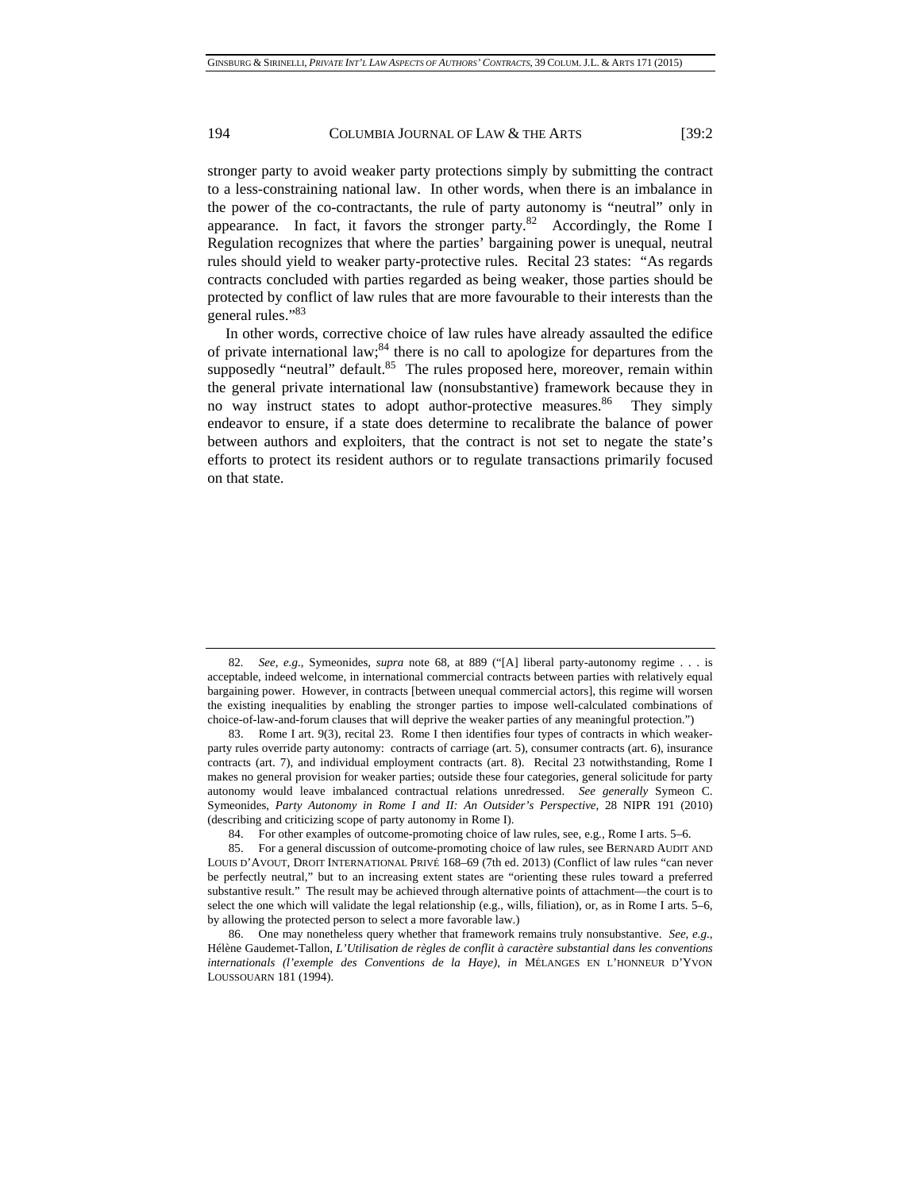stronger party to avoid weaker party protections simply by submitting the contract to a less-constraining national law. In other words, when there is an imbalance in the power of the co-contractants, the rule of party autonomy is "neutral" only in appearance. In fact, it favors the stronger party.[82] Accordingly, the Rome I Regulation recognizes that where the parties' bargaining power is unequal, neutral rules should yield to weaker party-protective rules. Recital 23 states: "As regards contracts concluded with parties regarded as being weaker, those parties should be protected by conflict of law rules that are more favourable to their interests than the general rules."[83]

In other words, corrective choice of law rules have already assaulted the edifice of private international law;[84] there is no call to apologize for departures from the supposedly "neutral" default.[85] The rules proposed here, moreover, remain within the general private international law (nonsubstantive) framework because they in no way instruct states to adopt author-protective measures.[86] They simply endeavor to ensure, if a state does determine to recalibrate the balance of power between authors and exploiters, that the contract is not set to negate the state's efforts to protect its resident authors or to regulate transactions primarily focused on that state.

---

82. *See, e.g.*, Symeonides, *supra* note 68, at 889 ("[A] liberal party-autonomy regime . . . is acceptable, indeed welcome, in international commercial contracts between parties with relatively equal bargaining power. However, in contracts [between unequal commercial actors], this regime will worsen the existing inequalities by enabling the stronger parties to impose well-calculated combinations of choice-of-law-and-forum clauses that will deprive the weaker parties of any meaningful protection.")

83. Rome I art. 9(3), recital 23. Rome I then identifies four types of contracts in which weaker-party rules override party autonomy: contracts of carriage (art. 5), consumer contracts (art. 6), insurance contracts (art. 7), and individual employment contracts (art. 8). Recital 23 notwithstanding, Rome I makes no general provision for weaker parties; outside these four categories, general solicitude for party autonomy would leave imbalanced contractual relations unredressed. *See generally* Symeon C. Symeonides, *Party Autonomy in Rome I and II: An Outsider's Perspective*, 28 NIPR 191 (2010) (describing and criticizing scope of party autonomy in Rome I).

84. For other examples of outcome-promoting choice of law rules, see, e.g., Rome I arts. 5–6.

85. For a general discussion of outcome-promoting choice of law rules, see BERNARD AUDIT AND LOUIS D'AVOUT, DROIT INTERNATIONAL PRIVÉ 168–69 (7th ed. 2013) (Conflict of law rules "can never be perfectly neutral," but to an increasing extent states are "orienting these rules toward a preferred substantive result." The result may be achieved through alternative points of attachment—the court is to select the one which will validate the legal relationship (e.g., wills, filiation), or, as in Rome I arts. 5–6, by allowing the protected person to select a more favorable law.)

86. One may nonetheless query whether that framework remains truly nonsubstantive. *See, e.g.*, Hélène Gaudemet-Tallon, *L'Utilisation de règles de conflit à caractère substantial dans les conventions internationals (l'exemple des Conventions de la Haye)*, *in* MÉLANGES EN L'HONNEUR D'YVON LOUSSOUARN 181 (1994).